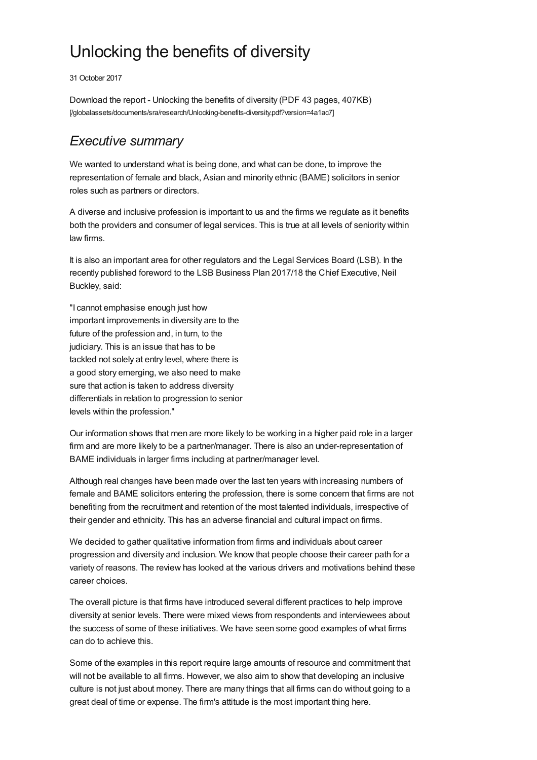# Unlocking the benefits of diversity

31 October 2017

Download the report - Unlocking the benefits of diversity (PDF 43 pages, 407KB)
[/globalassets/documents/sra/research/Unlocking-benefits-diversity.pdf?version=4a1ac7]

## *Executive summary*

We wanted to understand what is being done, and what can be done, to improve the representation of female and black, Asian and minority ethnic (BAME) solicitors in senior roles such as partners or directors.

A diverse and inclusive profession is important to us and the firms we regulate as it benefits both the providers and consumer of legal services. This is true at all levels of seniority within law firms.

It is also an important area for other regulators and the Legal Services Board (LSB). In the recently published foreword to the LSB Business Plan 2017/18 the Chief Executive, Neil Buckley, said:

"I cannot emphasise enough just how important improvements in diversity are to the future of the profession and, in turn, to the judiciary. This is an issue that has to be tackled not solely at entry level, where there is a good story emerging, we also need to make sure that action is taken to address diversity differentials in relation to progression to senior levels within the profession."

Our information shows that men are more likely to be working in a higher paid role in a larger firm and are more likely to be a partner/manager. There is also an under-representation of BAME individuals in larger firms including at partner/manager level.

Although real changes have been made over the last ten years with increasing numbers of female and BAME solicitors entering the profession, there is some concern that firms are not benefiting from the recruitment and retention of the most talented individuals, irrespective of their gender and ethnicity. This has an adverse financial and cultural impact on firms.

We decided to gather qualitative information from firms and individuals about career progression and diversity and inclusion. We know that people choose their career path for a variety of reasons. The review has looked at the various drivers and motivations behind these career choices.

The overall picture is that firms have introduced several different practices to help improve diversity at senior levels. There were mixed views from respondents and interviewees about the success of some of these initiatives. We have seen some good examples of what firms can do to achieve this.

Some of the examples in this report require large amounts of resource and commitment that will not be available to all firms. However, we also aim to show that developing an inclusive culture is not just about money. There are many things that all firms can do without going to a great deal of time or expense. The firm's attitude is the most important thing here.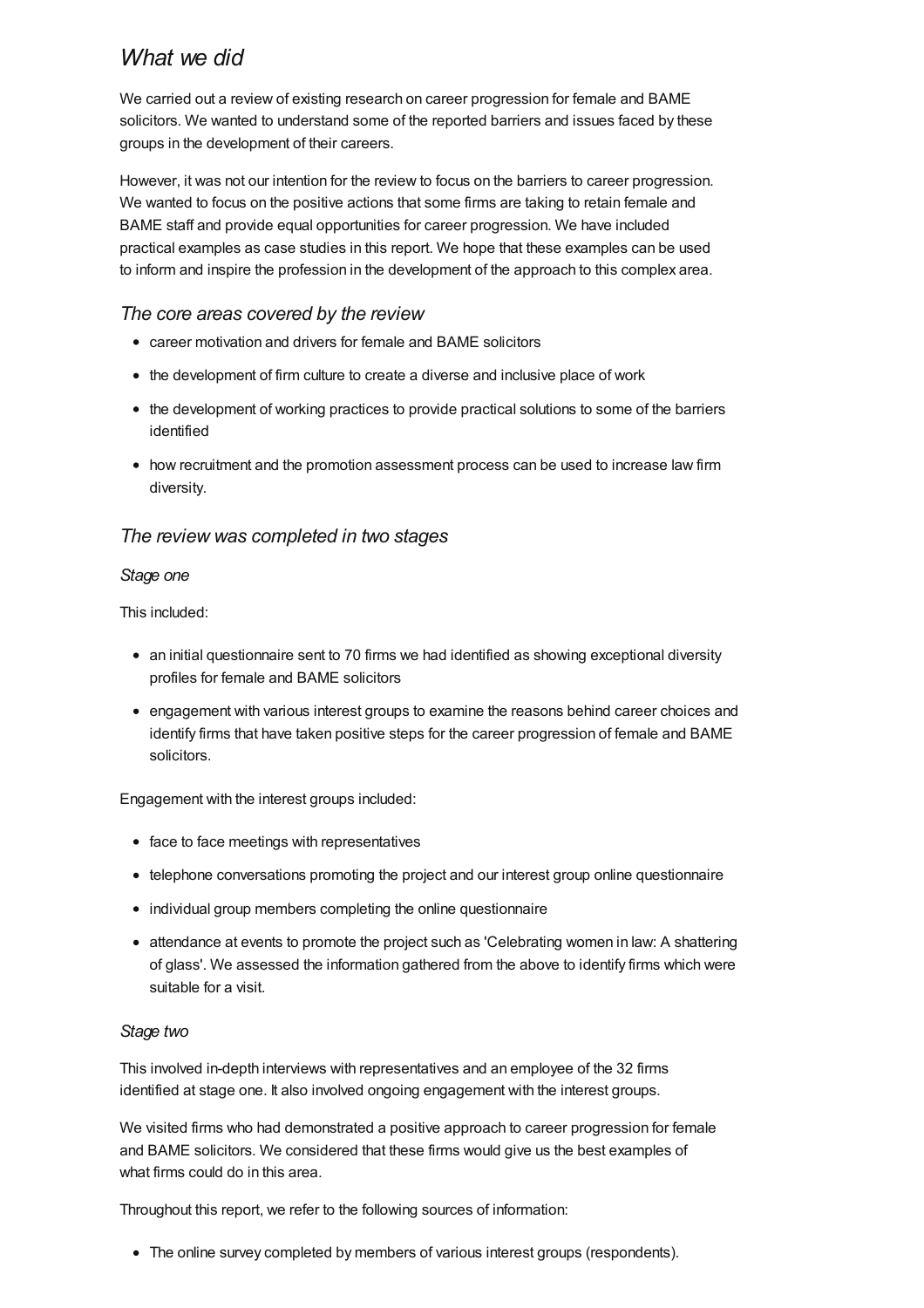## *What we did*

We carried out a review of existing research on career progression for female and BAME solicitors. We wanted to understand some of the reported barriers and issues faced by these groups in the development of their careers.

However, it was not our intention for the review to focus on the barriers to career progression. We wanted to focus on the positive actions that some firms are taking to retain female and BAME staff and provide equal opportunities for career progression. We have included practical examples as case studies in this report. We hope that these examples can be used to inform and inspire the profession in the development of the approach to this complex area.

### *The core areas covered by the review*

- career motivation and drivers for female and BAME solicitors
- the development of firm culture to create a diverse and inclusive place of work
- the development of working practices to provide practical solutions to some of the barriers identified
- how recruitment and the promotion assessment process can be used to increase law firm diversity.

### *The review was completed in two stages*

#### *Stage one*

This included:

- an initial questionnaire sent to 70 firms we had identified as showing exceptional diversity profiles for female and BAME solicitors
- engagement with various interest groups to examine the reasons behind career choices and identify firms that have taken positive steps for the career progression of female and BAME solicitors.

Engagement with the interest groups included:

- face to face meetings with representatives
- telephone conversations promoting the project and our interest group online questionnaire
- individual group members completing the online questionnaire
- attendance at events to promote the project such as 'Celebrating women in law: A shattering of glass'. We assessed the information gathered from the above to identify firms which were suitable for a visit.

#### *Stage two*

This involved in-depth interviews with representatives and an employee of the 32 firms identified at stage one. It also involved ongoing engagement with the interest groups.

We visited firms who had demonstrated a positive approach to career progression for female and BAME solicitors. We considered that these firms would give us the best examples of what firms could do in this area.

Throughout this report, we refer to the following sources of information:

- The online survey completed by members of various interest groups (respondents).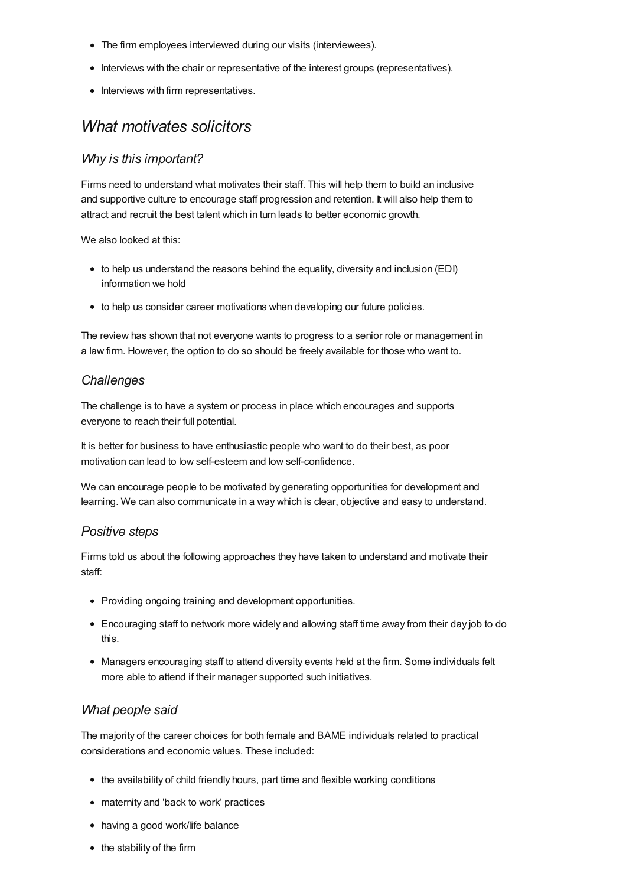- The firm employees interviewed during our visits (interviewees).
- Interviews with the chair or representative of the interest groups (representatives).
- Interviews with firm representatives.

## *What motivates solicitors*

### *Why is this important?*

Firms need to understand what motivates their staff. This will help them to build an inclusive and supportive culture to encourage staff progression and retention. It will also help them to attract and recruit the best talent which in turn leads to better economic growth.

We also looked at this:

- to help us understand the reasons behind the equality, diversity and inclusion (EDI) information we hold
- to help us consider career motivations when developing our future policies.

The review has shown that not everyone wants to progress to a senior role or management in a law firm. However, the option to do so should be freely available for those who want to.

### *Challenges*

The challenge is to have a system or process in place which encourages and supports everyone to reach their full potential.

It is better for business to have enthusiastic people who want to do their best, as poor motivation can lead to low self-esteem and low self-confidence.

We can encourage people to be motivated by generating opportunities for development and learning. We can also communicate in a way which is clear, objective and easy to understand.

### *Positive steps*

Firms told us about the following approaches they have taken to understand and motivate their staff:

- Providing ongoing training and development opportunities.
- Encouraging staff to network more widely and allowing staff time away from their day job to do this.
- Managers encouraging staff to attend diversity events held at the firm. Some individuals felt more able to attend if their manager supported such initiatives.

### *What people said*

The majority of the career choices for both female and BAME individuals related to practical considerations and economic values. These included:

- the availability of child friendly hours, part time and flexible working conditions
- maternity and 'back to work' practices
- having a good work/life balance
- the stability of the firm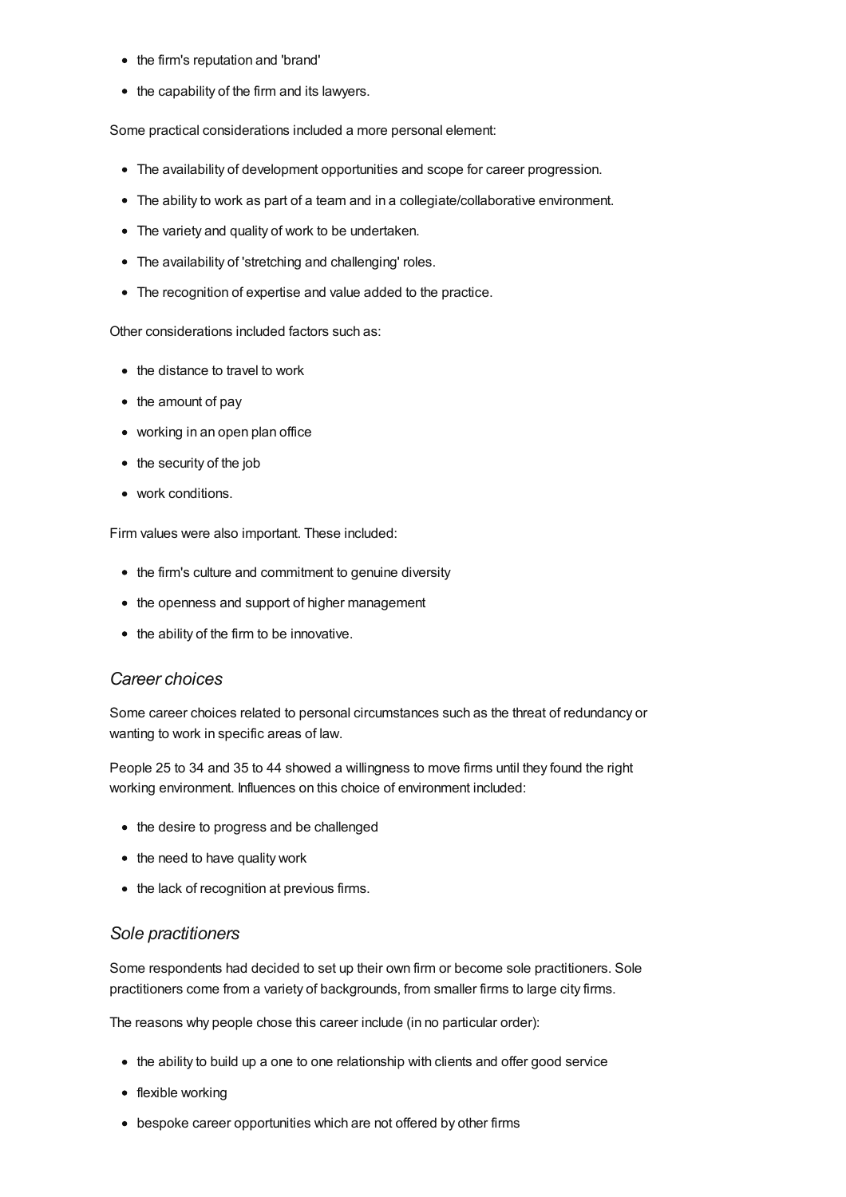- the firm's reputation and 'brand'
- the capability of the firm and its lawyers.

Some practical considerations included a more personal element:

- The availability of development opportunities and scope for career progression.
- The ability to work as part of a team and in a collegiate/collaborative environment.
- The variety and quality of work to be undertaken.
- The availability of 'stretching and challenging' roles.
- The recognition of expertise and value added to the practice.

Other considerations included factors such as:

- the distance to travel to work
- the amount of pay
- working in an open plan office
- the security of the job
- work conditions.

Firm values were also important. These included:

- the firm's culture and commitment to genuine diversity
- the openness and support of higher management
- the ability of the firm to be innovative.

### *Career choices*

Some career choices related to personal circumstances such as the threat of redundancy or wanting to work in specific areas of law.

People 25 to 34 and 35 to 44 showed a willingness to move firms until they found the right working environment. Influences on this choice of environment included:

- the desire to progress and be challenged
- the need to have quality work
- the lack of recognition at previous firms.

### *Sole practitioners*

Some respondents had decided to set up their own firm or become sole practitioners. Sole practitioners come from a variety of backgrounds, from smaller firms to large city firms.

The reasons why people chose this career include (in no particular order):

- the ability to build up a one to one relationship with clients and offer good service
- flexible working
- bespoke career opportunities which are not offered by other firms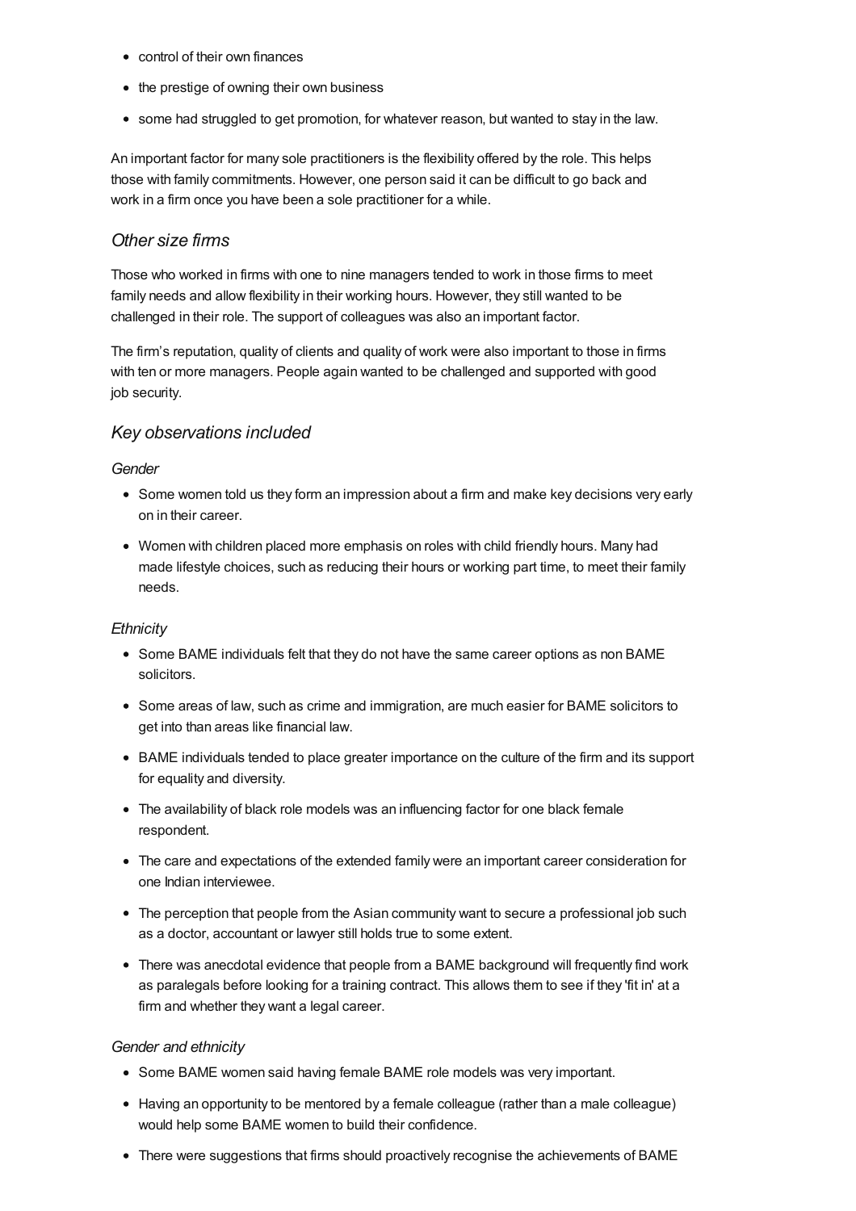- control of their own finances
- the prestige of owning their own business
- some had struggled to get promotion, for whatever reason, but wanted to stay in the law.

An important factor for many sole practitioners is the flexibility offered by the role. This helps those with family commitments. However, one person said it can be difficult to go back and work in a firm once you have been a sole practitioner for a while.

### *Other size firms*

Those who worked in firms with one to nine managers tended to work in those firms to meet family needs and allow flexibility in their working hours. However, they still wanted to be challenged in their role. The support of colleagues was also an important factor.

The firm's reputation, quality of clients and quality of work were also important to those in firms with ten or more managers. People again wanted to be challenged and supported with good job security.

### *Key observations included*

#### *Gender*

- Some women told us they form an impression about a firm and make key decisions very early on in their career.
- Women with children placed more emphasis on roles with child friendly hours. Many had made lifestyle choices, such as reducing their hours or working part time, to meet their family needs.

#### *Ethnicity*

- Some BAME individuals felt that they do not have the same career options as non BAME solicitors.
- Some areas of law, such as crime and immigration, are much easier for BAME solicitors to get into than areas like financial law.
- BAME individuals tended to place greater importance on the culture of the firm and its support for equality and diversity.
- The availability of black role models was an influencing factor for one black female respondent.
- The care and expectations of the extended family were an important career consideration for one Indian interviewee.
- The perception that people from the Asian community want to secure a professional job such as a doctor, accountant or lawyer still holds true to some extent.
- There was anecdotal evidence that people from a BAME background will frequently find work as paralegals before looking for a training contract. This allows them to see if they 'fit in' at a firm and whether they want a legal career.

#### *Gender and ethnicity*

- Some BAME women said having female BAME role models was very important.
- Having an opportunity to be mentored by a female colleague (rather than a male colleague) would help some BAME women to build their confidence.
- There were suggestions that firms should proactively recognise the achievements of BAME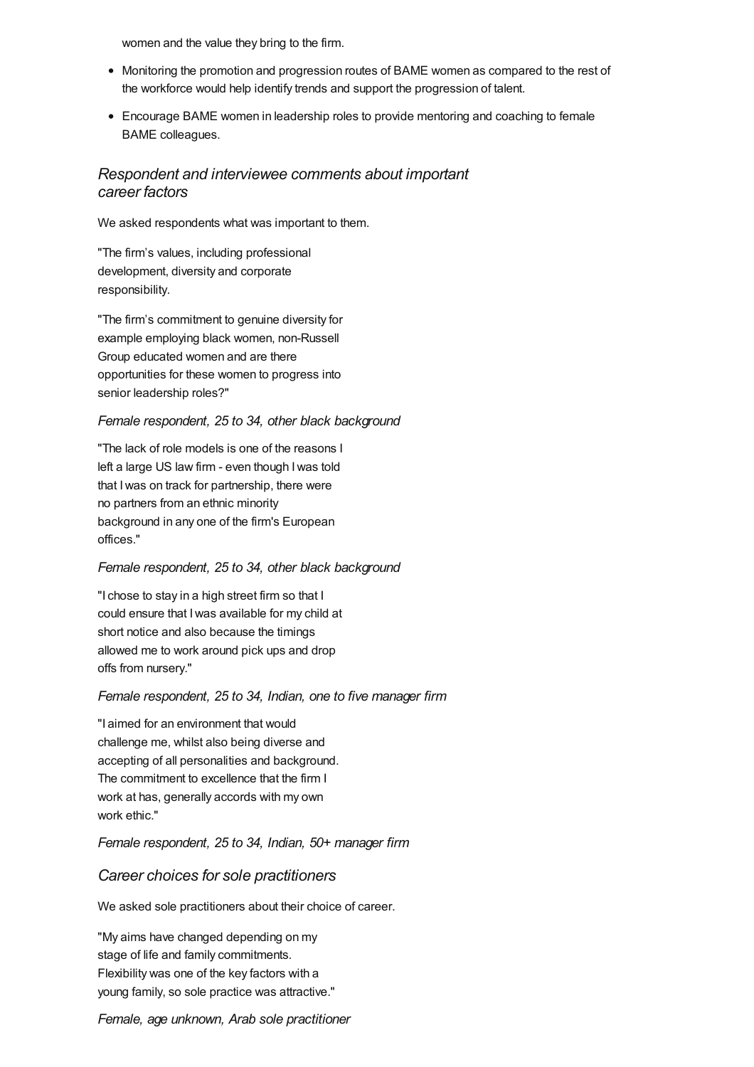women and the value they bring to the firm.

- Monitoring the promotion and progression routes of BAME women as compared to the rest of the workforce would help identify trends and support the progression of talent.
- Encourage BAME women in leadership roles to provide mentoring and coaching to female BAME colleagues.

## *Respondent and interviewee comments about important career factors*

We asked respondents what was important to them.

"The firm's values, including professional development, diversity and corporate responsibility.

"The firm's commitment to genuine diversity for example employing black women, non-Russell Group educated women and are there opportunities for these women to progress into senior leadership roles?"

*Female respondent, 25 to 34, other black background*

"The lack of role models is one of the reasons I left a large US law firm - even though I was told that I was on track for partnership, there were no partners from an ethnic minority background in any one of the firm's European offices."

*Female respondent, 25 to 34, other black background*

"I chose to stay in a high street firm so that I could ensure that I was available for my child at short notice and also because the timings allowed me to work around pick ups and drop offs from nursery."

*Female respondent, 25 to 34, Indian, one to five manager firm*

"I aimed for an environment that would challenge me, whilst also being diverse and accepting of all personalities and background. The commitment to excellence that the firm I work at has, generally accords with my own work ethic."

*Female respondent, 25 to 34, Indian, 50+ manager firm*

## *Career choices for sole practitioners*

We asked sole practitioners about their choice of career.

"My aims have changed depending on my stage of life and family commitments. Flexibility was one of the key factors with a young family, so sole practice was attractive."

*Female, age unknown, Arab sole practitioner*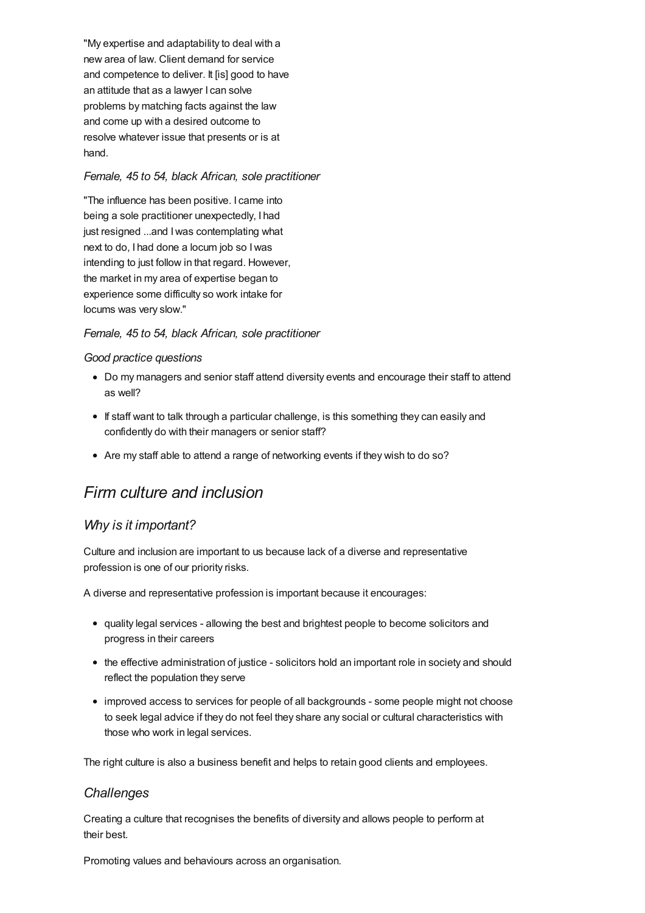"My expertise and adaptability to deal with a new area of law. Client demand for service and competence to deliver. It [is] good to have an attitude that as a lawyer I can solve problems by matching facts against the law and come up with a desired outcome to resolve whatever issue that presents or is at hand.

*Female, 45 to 54, black African, sole practitioner*

"The influence has been positive. I came into being a sole practitioner unexpectedly, I had just resigned ...and I was contemplating what next to do, I had done a locum job so I was intending to just follow in that regard. However, the market in my area of expertise began to experience some difficulty so work intake for locums was very slow."

*Female, 45 to 54, black African, sole practitioner*

*Good practice questions*

- Do my managers and senior staff attend diversity events and encourage their staff to attend as well?
- If staff want to talk through a particular challenge, is this something they can easily and confidently do with their managers or senior staff?
- Are my staff able to attend a range of networking events if they wish to do so?

## *Firm culture and inclusion*

### *Why is it important?*

Culture and inclusion are important to us because lack of a diverse and representative profession is one of our priority risks.

A diverse and representative profession is important because it encourages:

- quality legal services - allowing the best and brightest people to become solicitors and progress in their careers
- the effective administration of justice - solicitors hold an important role in society and should reflect the population they serve
- improved access to services for people of all backgrounds - some people might not choose to seek legal advice if they do not feel they share any social or cultural characteristics with those who work in legal services.

The right culture is also a business benefit and helps to retain good clients and employees.

### *Challenges*

Creating a culture that recognises the benefits of diversity and allows people to perform at their best.

Promoting values and behaviours across an organisation.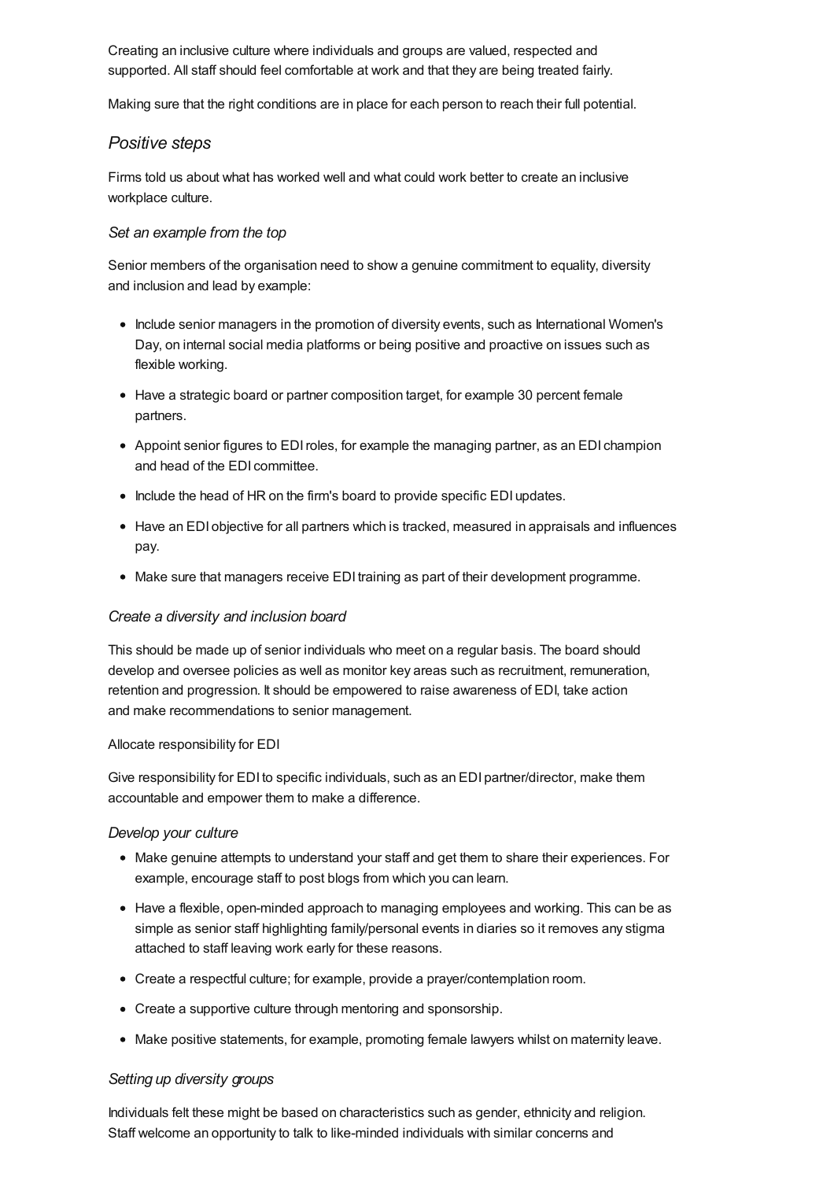Creating an inclusive culture where individuals and groups are valued, respected and supported. All staff should feel comfortable at work and that they are being treated fairly.

Making sure that the right conditions are in place for each person to reach their full potential.

## *Positive steps*

Firms told us about what has worked well and what could work better to create an inclusive workplace culture.

### *Set an example from the top*

Senior members of the organisation need to show a genuine commitment to equality, diversity and inclusion and lead by example:

- Include senior managers in the promotion of diversity events, such as International Women's Day, on internal social media platforms or being positive and proactive on issues such as flexible working.
- Have a strategic board or partner composition target, for example 30 percent female partners.
- Appoint senior figures to EDI roles, for example the managing partner, as an EDI champion and head of the EDI committee.
- Include the head of HR on the firm's board to provide specific EDI updates.
- Have an EDI objective for all partners which is tracked, measured in appraisals and influences pay.
- Make sure that managers receive EDI training as part of their development programme.

### *Create a diversity and inclusion board*

This should be made up of senior individuals who meet on a regular basis. The board should develop and oversee policies as well as monitor key areas such as recruitment, remuneration, retention and progression. It should be empowered to raise awareness of EDI, take action and make recommendations to senior management.

Allocate responsibility for EDI

Give responsibility for EDI to specific individuals, such as an EDI partner/director, make them accountable and empower them to make a difference.

### *Develop your culture*

- Make genuine attempts to understand your staff and get them to share their experiences. For example, encourage staff to post blogs from which you can learn.
- Have a flexible, open-minded approach to managing employees and working. This can be as simple as senior staff highlighting family/personal events in diaries so it removes any stigma attached to staff leaving work early for these reasons.
- Create a respectful culture; for example, provide a prayer/contemplation room.
- Create a supportive culture through mentoring and sponsorship.
- Make positive statements, for example, promoting female lawyers whilst on maternity leave.

### *Setting up diversity groups*

Individuals felt these might be based on characteristics such as gender, ethnicity and religion. Staff welcome an opportunity to talk to like-minded individuals with similar concerns and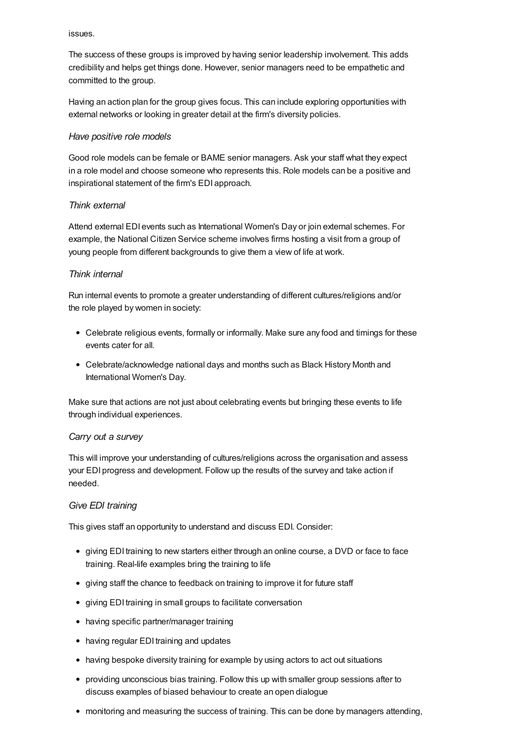issues.

The success of these groups is improved by having senior leadership involvement. This adds credibility and helps get things done. However, senior managers need to be empathetic and committed to the group.

Having an action plan for the group gives focus. This can include exploring opportunities with external networks or looking in greater detail at the firm's diversity policies.

### *Have positive role models*

Good role models can be female or BAME senior managers. Ask your staff what they expect in a role model and choose someone who represents this. Role models can be a positive and inspirational statement of the firm's EDI approach.

### *Think external*

Attend external EDI events such as International Women's Day or join external schemes. For example, the National Citizen Service scheme involves firms hosting a visit from a group of young people from different backgrounds to give them a view of life at work.

### *Think internal*

Run internal events to promote a greater understanding of different cultures/religions and/or the role played by women in society:

- Celebrate religious events, formally or informally. Make sure any food and timings for these events cater for all.
- Celebrate/acknowledge national days and months such as Black History Month and International Women's Day.

Make sure that actions are not just about celebrating events but bringing these events to life through individual experiences.

### *Carry out a survey*

This will improve your understanding of cultures/religions across the organisation and assess your EDI progress and development. Follow up the results of the survey and take action if needed.

### *Give EDI training*

This gives staff an opportunity to understand and discuss EDI. Consider:

- giving EDI training to new starters either through an online course, a DVD or face to face training. Real-life examples bring the training to life
- giving staff the chance to feedback on training to improve it for future staff
- giving EDI training in small groups to facilitate conversation
- having specific partner/manager training
- having regular EDI training and updates
- having bespoke diversity training for example by using actors to act out situations
- providing unconscious bias training. Follow this up with smaller group sessions after to discuss examples of biased behaviour to create an open dialogue
- monitoring and measuring the success of training. This can be done by managers attending,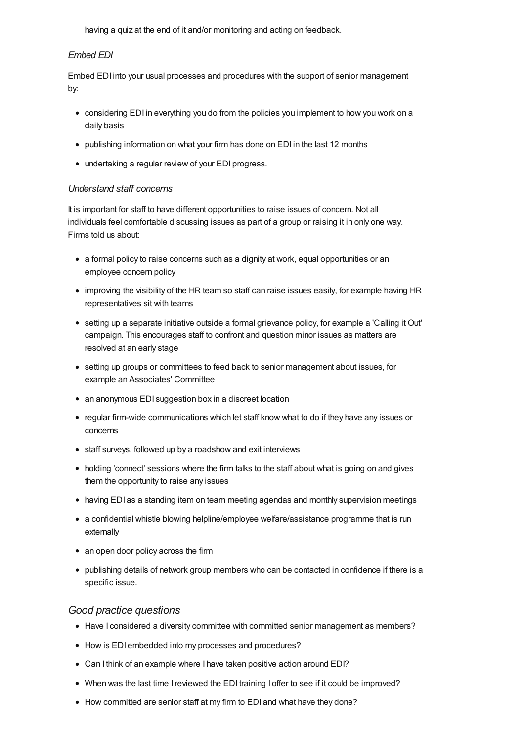having a quiz at the end of it and/or monitoring and acting on feedback.

#### *Embed EDI*

Embed EDI into your usual processes and procedures with the support of senior management by:

- considering EDI in everything you do from the policies you implement to how you work on a daily basis
- publishing information on what your firm has done on EDI in the last 12 months
- undertaking a regular review of your EDI progress.

#### *Understand staff concerns*

It is important for staff to have different opportunities to raise issues of concern. Not all individuals feel comfortable discussing issues as part of a group or raising it in only one way. Firms told us about:

- a formal policy to raise concerns such as a dignity at work, equal opportunities or an employee concern policy
- improving the visibility of the HR team so staff can raise issues easily, for example having HR representatives sit with teams
- setting up a separate initiative outside a formal grievance policy, for example a 'Calling it Out' campaign. This encourages staff to confront and question minor issues as matters are resolved at an early stage
- setting up groups or committees to feed back to senior management about issues, for example an Associates' Committee
- an anonymous EDI suggestion box in a discreet location
- regular firm-wide communications which let staff know what to do if they have any issues or concerns
- staff surveys, followed up by a roadshow and exit interviews
- holding 'connect' sessions where the firm talks to the staff about what is going on and gives them the opportunity to raise any issues
- having EDI as a standing item on team meeting agendas and monthly supervision meetings
- a confidential whistle blowing helpline/employee welfare/assistance programme that is run externally
- an open door policy across the firm
- publishing details of network group members who can be contacted in confidence if there is a specific issue.

### *Good practice questions*

- Have I considered a diversity committee with committed senior management as members?
- How is EDI embedded into my processes and procedures?
- Can I think of an example where I have taken positive action around EDI?
- When was the last time I reviewed the EDI training I offer to see if it could be improved?
- How committed are senior staff at my firm to EDI and what have they done?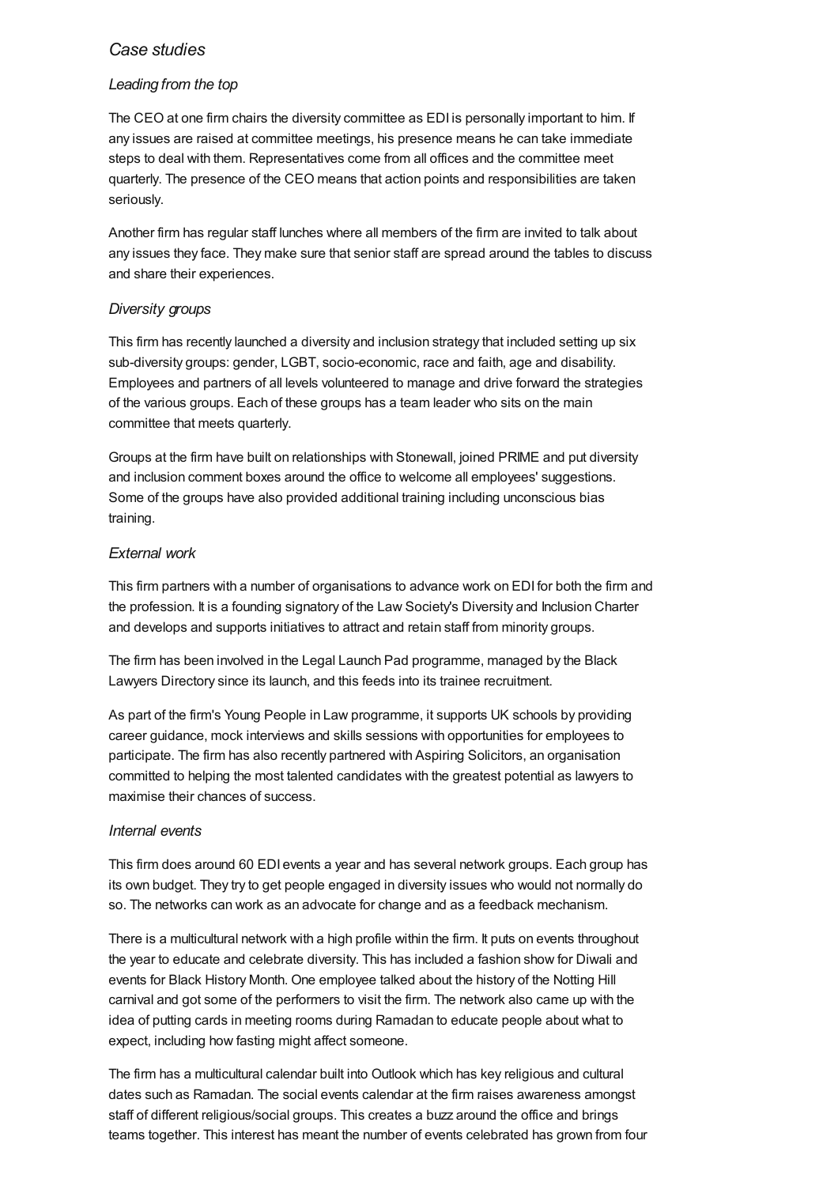## *Case studies*

### *Leading from the top*

The CEO at one firm chairs the diversity committee as EDI is personally important to him. If any issues are raised at committee meetings, his presence means he can take immediate steps to deal with them. Representatives come from all offices and the committee meet quarterly. The presence of the CEO means that action points and responsibilities are taken seriously.

Another firm has regular staff lunches where all members of the firm are invited to talk about any issues they face. They make sure that senior staff are spread around the tables to discuss and share their experiences.

### *Diversity groups*

This firm has recently launched a diversity and inclusion strategy that included setting up six sub-diversity groups: gender, LGBT, socio-economic, race and faith, age and disability. Employees and partners of all levels volunteered to manage and drive forward the strategies of the various groups. Each of these groups has a team leader who sits on the main committee that meets quarterly.

Groups at the firm have built on relationships with Stonewall, joined PRIME and put diversity and inclusion comment boxes around the office to welcome all employees' suggestions. Some of the groups have also provided additional training including unconscious bias training.

### *External work*

This firm partners with a number of organisations to advance work on EDI for both the firm and the profession. It is a founding signatory of the Law Society's Diversity and Inclusion Charter and develops and supports initiatives to attract and retain staff from minority groups.

The firm has been involved in the Legal Launch Pad programme, managed by the Black Lawyers Directory since its launch, and this feeds into its trainee recruitment.

As part of the firm's Young People in Law programme, it supports UK schools by providing career guidance, mock interviews and skills sessions with opportunities for employees to participate. The firm has also recently partnered with Aspiring Solicitors, an organisation committed to helping the most talented candidates with the greatest potential as lawyers to maximise their chances of success.

### *Internal events*

This firm does around 60 EDI events a year and has several network groups. Each group has its own budget. They try to get people engaged in diversity issues who would not normally do so. The networks can work as an advocate for change and as a feedback mechanism.

There is a multicultural network with a high profile within the firm. It puts on events throughout the year to educate and celebrate diversity. This has included a fashion show for Diwali and events for Black History Month. One employee talked about the history of the Notting Hill carnival and got some of the performers to visit the firm. The network also came up with the idea of putting cards in meeting rooms during Ramadan to educate people about what to expect, including how fasting might affect someone.

The firm has a multicultural calendar built into Outlook which has key religious and cultural dates such as Ramadan. The social events calendar at the firm raises awareness amongst staff of different religious/social groups. This creates a buzz around the office and brings teams together. This interest has meant the number of events celebrated has grown from four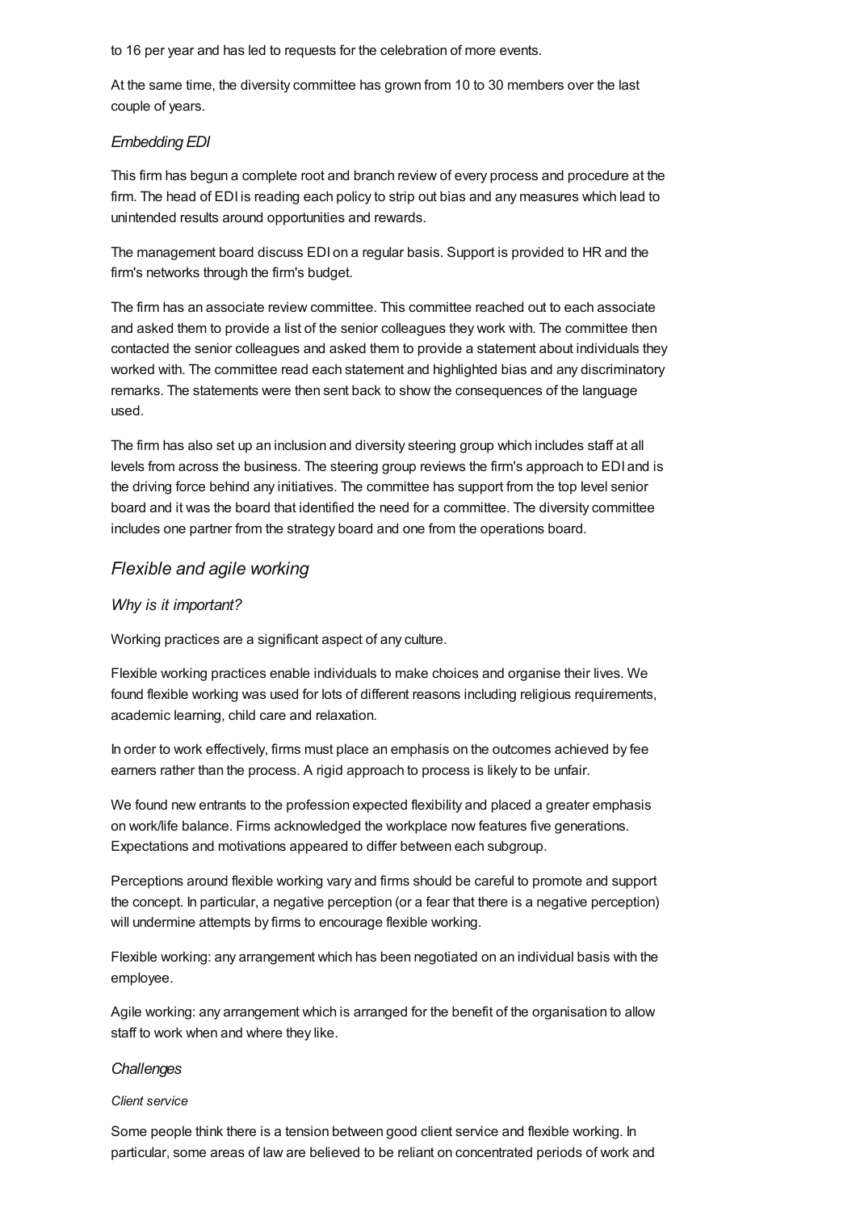to 16 per year and has led to requests for the celebration of more events.

At the same time, the diversity committee has grown from 10 to 30 members over the last couple of years.

### *Embedding EDI*

This firm has begun a complete root and branch review of every process and procedure at the firm. The head of EDI is reading each policy to strip out bias and any measures which lead to unintended results around opportunities and rewards.

The management board discuss EDI on a regular basis. Support is provided to HR and the firm's networks through the firm's budget.

The firm has an associate review committee. This committee reached out to each associate and asked them to provide a list of the senior colleagues they work with. The committee then contacted the senior colleagues and asked them to provide a statement about individuals they worked with. The committee read each statement and highlighted bias and any discriminatory remarks. The statements were then sent back to show the consequences of the language used.

The firm has also set up an inclusion and diversity steering group which includes staff at all levels from across the business. The steering group reviews the firm's approach to EDI and is the driving force behind any initiatives. The committee has support from the top level senior board and it was the board that identified the need for a committee. The diversity committee includes one partner from the strategy board and one from the operations board.

## *Flexible and agile working*

### *Why is it important?*

Working practices are a significant aspect of any culture.

Flexible working practices enable individuals to make choices and organise their lives. We found flexible working was used for lots of different reasons including religious requirements, academic learning, child care and relaxation.

In order to work effectively, firms must place an emphasis on the outcomes achieved by fee earners rather than the process. A rigid approach to process is likely to be unfair.

We found new entrants to the profession expected flexibility and placed a greater emphasis on work/life balance. Firms acknowledged the workplace now features five generations. Expectations and motivations appeared to differ between each subgroup.

Perceptions around flexible working vary and firms should be careful to promote and support the concept. In particular, a negative perception (or a fear that there is a negative perception) will undermine attempts by firms to encourage flexible working.

Flexible working: any arrangement which has been negotiated on an individual basis with the employee.

Agile working: any arrangement which is arranged for the benefit of the organisation to allow staff to work when and where they like.

### *Challenges*

#### *Client service*

Some people think there is a tension between good client service and flexible working. In particular, some areas of law are believed to be reliant on concentrated periods of work and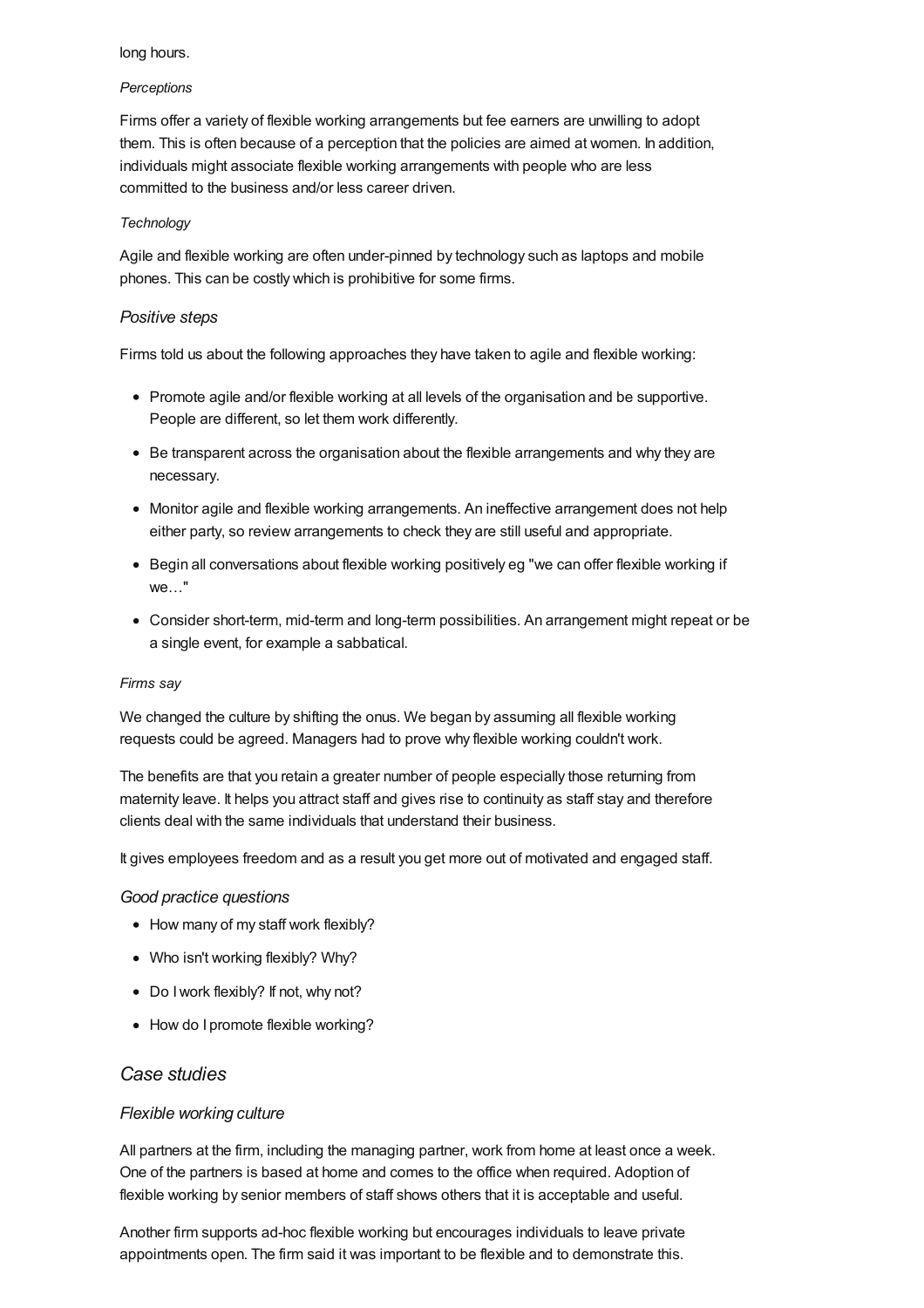long hours.

*Perceptions*

Firms offer a variety of flexible working arrangements but fee earners are unwilling to adopt them. This is often because of a perception that the policies are aimed at women. In addition, individuals might associate flexible working arrangements with people who are less committed to the business and/or less career driven.

*Technology*

Agile and flexible working are often under-pinned by technology such as laptops and mobile phones. This can be costly which is prohibitive for some firms.

### *Positive steps*

Firms told us about the following approaches they have taken to agile and flexible working:

- Promote agile and/or flexible working at all levels of the organisation and be supportive. People are different, so let them work differently.
- Be transparent across the organisation about the flexible arrangements and why they are necessary.
- Monitor agile and flexible working arrangements. An ineffective arrangement does not help either party, so review arrangements to check they are still useful and appropriate.
- Begin all conversations about flexible working positively eg "we can offer flexible working if we…"
- Consider short-term, mid-term and long-term possibilities. An arrangement might repeat or be a single event, for example a sabbatical.

*Firms say*

We changed the culture by shifting the onus. We began by assuming all flexible working requests could be agreed. Managers had to prove why flexible working couldn't work.

The benefits are that you retain a greater number of people especially those returning from maternity leave. It helps you attract staff and gives rise to continuity as staff stay and therefore clients deal with the same individuals that understand their business.

It gives employees freedom and as a result you get more out of motivated and engaged staff.

### *Good practice questions*

- How many of my staff work flexibly?
- Who isn't working flexibly? Why?
- Do I work flexibly? If not, why not?
- How do I promote flexible working?

## *Case studies*

### *Flexible working culture*

All partners at the firm, including the managing partner, work from home at least once a week. One of the partners is based at home and comes to the office when required. Adoption of flexible working by senior members of staff shows others that it is acceptable and useful.

Another firm supports ad-hoc flexible working but encourages individuals to leave private appointments open. The firm said it was important to be flexible and to demonstrate this.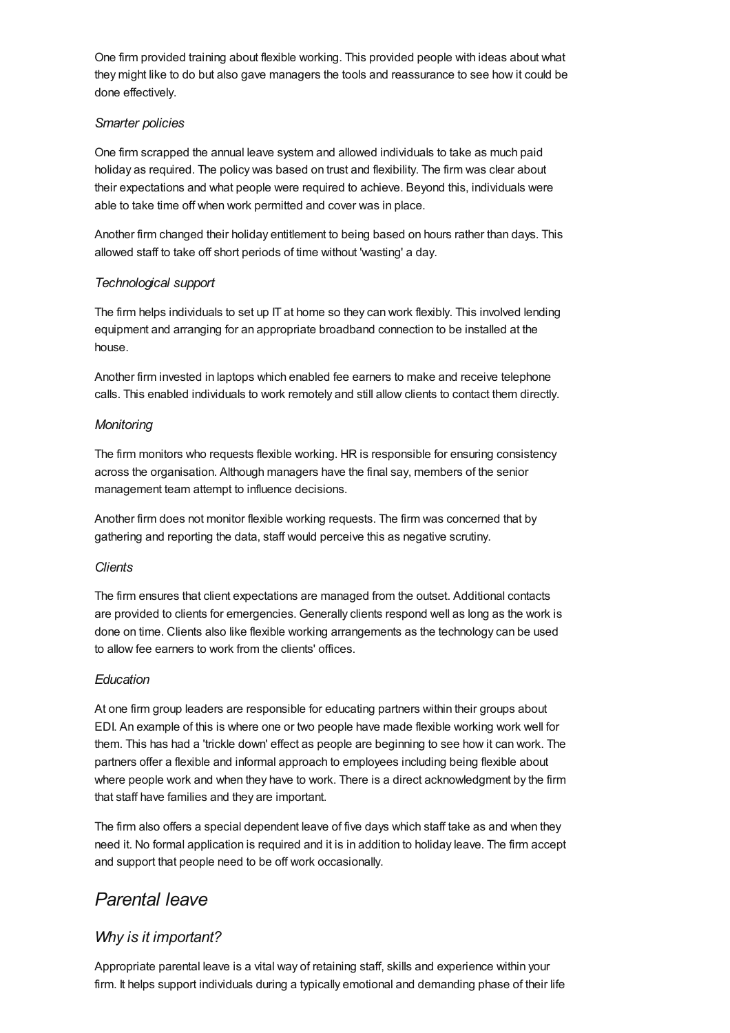One firm provided training about flexible working. This provided people with ideas about what they might like to do but also gave managers the tools and reassurance to see how it could be done effectively.

*Smarter policies*

One firm scrapped the annual leave system and allowed individuals to take as much paid holiday as required. The policy was based on trust and flexibility. The firm was clear about their expectations and what people were required to achieve. Beyond this, individuals were able to take time off when work permitted and cover was in place.

Another firm changed their holiday entitlement to being based on hours rather than days. This allowed staff to take off short periods of time without 'wasting' a day.

*Technological support*

The firm helps individuals to set up IT at home so they can work flexibly. This involved lending equipment and arranging for an appropriate broadband connection to be installed at the house.

Another firm invested in laptops which enabled fee earners to make and receive telephone calls. This enabled individuals to work remotely and still allow clients to contact them directly.

*Monitoring*

The firm monitors who requests flexible working. HR is responsible for ensuring consistency across the organisation. Although managers have the final say, members of the senior management team attempt to influence decisions.

Another firm does not monitor flexible working requests. The firm was concerned that by gathering and reporting the data, staff would perceive this as negative scrutiny.

*Clients*

The firm ensures that client expectations are managed from the outset. Additional contacts are provided to clients for emergencies. Generally clients respond well as long as the work is done on time. Clients also like flexible working arrangements as the technology can be used to allow fee earners to work from the clients' offices.

*Education*

At one firm group leaders are responsible for educating partners within their groups about EDI. An example of this is where one or two people have made flexible working work well for them. This has had a 'trickle down' effect as people are beginning to see how it can work. The partners offer a flexible and informal approach to employees including being flexible about where people work and when they have to work. There is a direct acknowledgment by the firm that staff have families and they are important.

The firm also offers a special dependent leave of five days which staff take as and when they need it. No formal application is required and it is in addition to holiday leave. The firm accept and support that people need to be off work occasionally.

## *Parental leave*

### *Why is it important?*

Appropriate parental leave is a vital way of retaining staff, skills and experience within your firm. It helps support individuals during a typically emotional and demanding phase of their life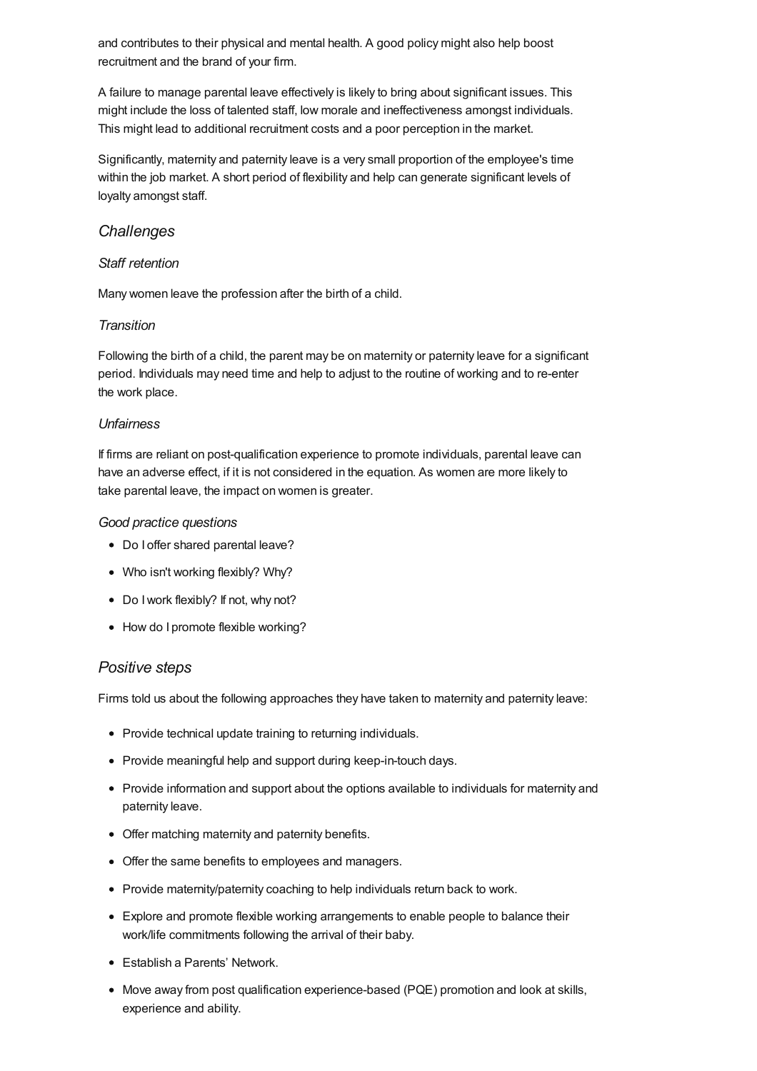and contributes to their physical and mental health. A good policy might also help boost recruitment and the brand of your firm.

A failure to manage parental leave effectively is likely to bring about significant issues. This might include the loss of talented staff, low morale and ineffectiveness amongst individuals. This might lead to additional recruitment costs and a poor perception in the market.

Significantly, maternity and paternity leave is a very small proportion of the employee's time within the job market. A short period of flexibility and help can generate significant levels of loyalty amongst staff.

## *Challenges*

### *Staff retention*

Many women leave the profession after the birth of a child.

### *Transition*

Following the birth of a child, the parent may be on maternity or paternity leave for a significant period. Individuals may need time and help to adjust to the routine of working and to re-enter the work place.

### *Unfairness*

If firms are reliant on post-qualification experience to promote individuals, parental leave can have an adverse effect, if it is not considered in the equation. As women are more likely to take parental leave, the impact on women is greater.

### *Good practice questions*

- Do I offer shared parental leave?
- Who isn't working flexibly? Why?
- Do I work flexibly? If not, why not?
- How do I promote flexible working?

## *Positive steps*

Firms told us about the following approaches they have taken to maternity and paternity leave:

- Provide technical update training to returning individuals.
- Provide meaningful help and support during keep-in-touch days.
- Provide information and support about the options available to individuals for maternity and paternity leave.
- Offer matching maternity and paternity benefits.
- Offer the same benefits to employees and managers.
- Provide maternity/paternity coaching to help individuals return back to work.
- Explore and promote flexible working arrangements to enable people to balance their work/life commitments following the arrival of their baby.
- Establish a Parents' Network.
- Move away from post qualification experience-based (PQE) promotion and look at skills, experience and ability.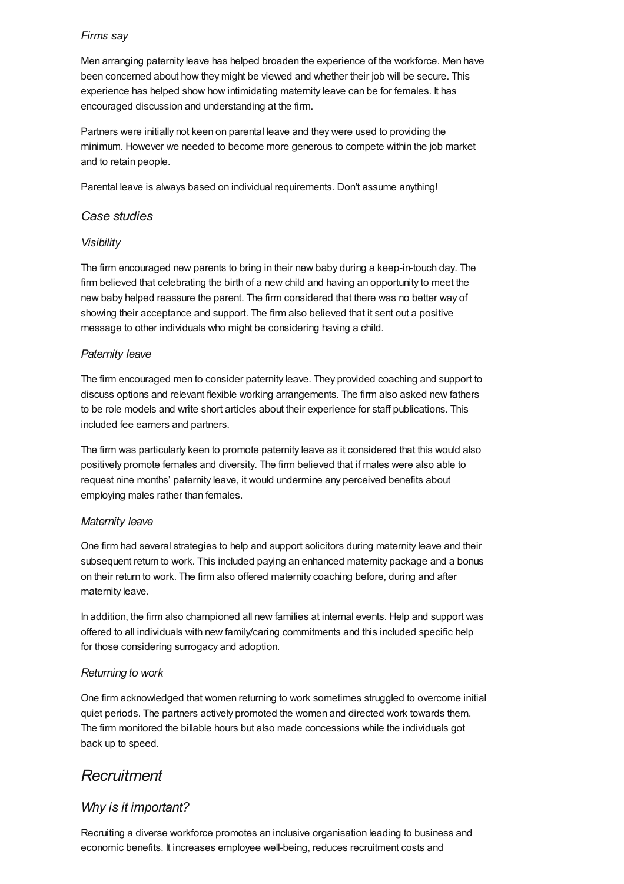*Firms say*

Men arranging paternity leave has helped broaden the experience of the workforce. Men have been concerned about how they might be viewed and whether their job will be secure. This experience has helped show how intimidating maternity leave can be for females. It has encouraged discussion and understanding at the firm.

Partners were initially not keen on parental leave and they were used to providing the minimum. However we needed to become more generous to compete within the job market and to retain people.

Parental leave is always based on individual requirements. Don't assume anything!

### *Case studies*

*Visibility*

The firm encouraged new parents to bring in their new baby during a keep-in-touch day. The firm believed that celebrating the birth of a new child and having an opportunity to meet the new baby helped reassure the parent. The firm considered that there was no better way of showing their acceptance and support. The firm also believed that it sent out a positive message to other individuals who might be considering having a child.

*Paternity leave*

The firm encouraged men to consider paternity leave. They provided coaching and support to discuss options and relevant flexible working arrangements. The firm also asked new fathers to be role models and write short articles about their experience for staff publications. This included fee earners and partners.

The firm was particularly keen to promote paternity leave as it considered that this would also positively promote females and diversity. The firm believed that if males were also able to request nine months' paternity leave, it would undermine any perceived benefits about employing males rather than females.

*Maternity leave*

One firm had several strategies to help and support solicitors during maternity leave and their subsequent return to work. This included paying an enhanced maternity package and a bonus on their return to work. The firm also offered maternity coaching before, during and after maternity leave.

In addition, the firm also championed all new families at internal events. Help and support was offered to all individuals with new family/caring commitments and this included specific help for those considering surrogacy and adoption.

*Returning to work*

One firm acknowledged that women returning to work sometimes struggled to overcome initial quiet periods. The partners actively promoted the women and directed work towards them. The firm monitored the billable hours but also made concessions while the individuals got back up to speed.

## *Recruitment*

### *Why is it important?*

Recruiting a diverse workforce promotes an inclusive organisation leading to business and economic benefits. It increases employee well-being, reduces recruitment costs and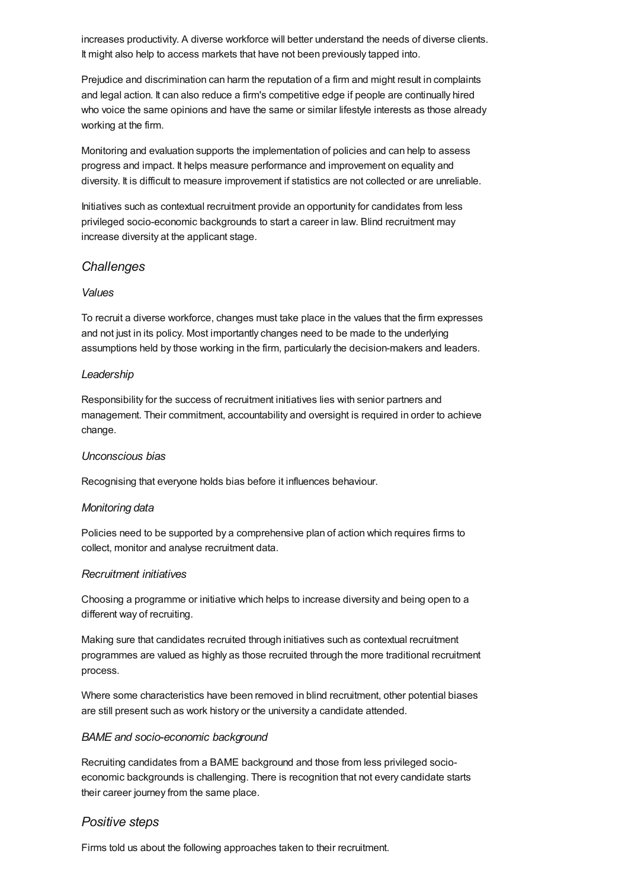increases productivity. A diverse workforce will better understand the needs of diverse clients. It might also help to access markets that have not been previously tapped into.

Prejudice and discrimination can harm the reputation of a firm and might result in complaints and legal action. It can also reduce a firm's competitive edge if people are continually hired who voice the same opinions and have the same or similar lifestyle interests as those already working at the firm.

Monitoring and evaluation supports the implementation of policies and can help to assess progress and impact. It helps measure performance and improvement on equality and diversity. It is difficult to measure improvement if statistics are not collected or are unreliable.

Initiatives such as contextual recruitment provide an opportunity for candidates from less privileged socio-economic backgrounds to start a career in law. Blind recruitment may increase diversity at the applicant stage.

## *Challenges*

### *Values*

To recruit a diverse workforce, changes must take place in the values that the firm expresses and not just in its policy. Most importantly changes need to be made to the underlying assumptions held by those working in the firm, particularly the decision-makers and leaders.

### *Leadership*

Responsibility for the success of recruitment initiatives lies with senior partners and management. Their commitment, accountability and oversight is required in order to achieve change.

### *Unconscious bias*

Recognising that everyone holds bias before it influences behaviour.

### *Monitoring data*

Policies need to be supported by a comprehensive plan of action which requires firms to collect, monitor and analyse recruitment data.

### *Recruitment initiatives*

Choosing a programme or initiative which helps to increase diversity and being open to a different way of recruiting.

Making sure that candidates recruited through initiatives such as contextual recruitment programmes are valued as highly as those recruited through the more traditional recruitment process.

Where some characteristics have been removed in blind recruitment, other potential biases are still present such as work history or the university a candidate attended.

### *BAME and socio-economic background*

Recruiting candidates from a BAME background and those from less privileged socio-economic backgrounds is challenging. There is recognition that not every candidate starts their career journey from the same place.

## *Positive steps*

Firms told us about the following approaches taken to their recruitment.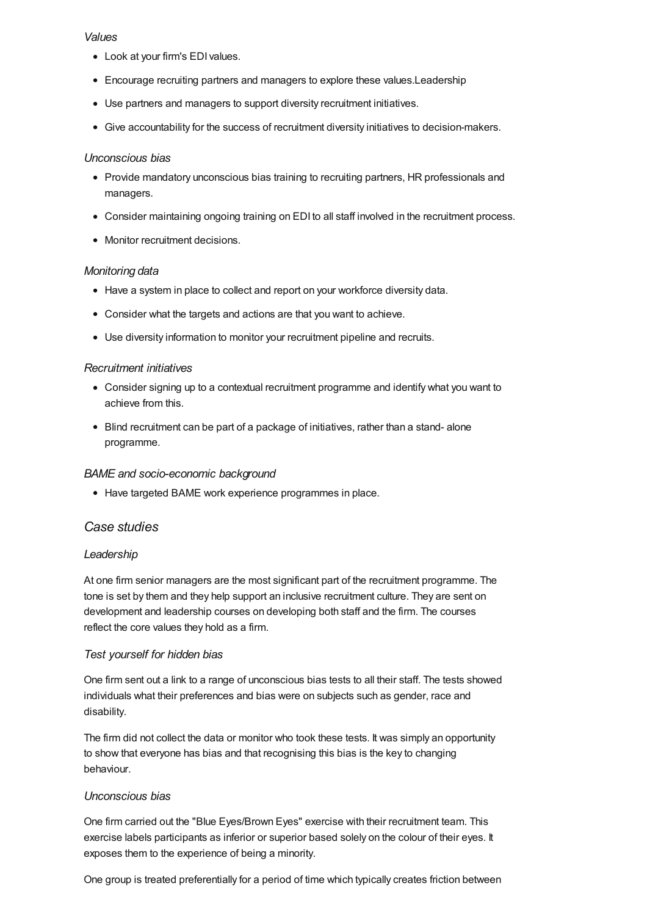*Values*

- Look at your firm's EDI values.
- Encourage recruiting partners and managers to explore these values.Leadership
- Use partners and managers to support diversity recruitment initiatives.
- Give accountability for the success of recruitment diversity initiatives to decision-makers.

*Unconscious bias*

- Provide mandatory unconscious bias training to recruiting partners, HR professionals and managers.
- Consider maintaining ongoing training on EDI to all staff involved in the recruitment process.
- Monitor recruitment decisions.

*Monitoring data*

- Have a system in place to collect and report on your workforce diversity data.
- Consider what the targets and actions are that you want to achieve.
- Use diversity information to monitor your recruitment pipeline and recruits.

*Recruitment initiatives*

- Consider signing up to a contextual recruitment programme and identify what you want to achieve from this.
- Blind recruitment can be part of a package of initiatives, rather than a stand- alone programme.

*BAME and socio-economic background*

- Have targeted BAME work experience programmes in place.

## *Case studies*

*Leadership*

At one firm senior managers are the most significant part of the recruitment programme. The tone is set by them and they help support an inclusive recruitment culture. They are sent on development and leadership courses on developing both staff and the firm. The courses reflect the core values they hold as a firm.

*Test yourself for hidden bias*

One firm sent out a link to a range of unconscious bias tests to all their staff. The tests showed individuals what their preferences and bias were on subjects such as gender, race and disability.

The firm did not collect the data or monitor who took these tests. It was simply an opportunity to show that everyone has bias and that recognising this bias is the key to changing behaviour.

*Unconscious bias*

One firm carried out the "Blue Eyes/Brown Eyes" exercise with their recruitment team. This exercise labels participants as inferior or superior based solely on the colour of their eyes. It exposes them to the experience of being a minority.

One group is treated preferentially for a period of time which typically creates friction between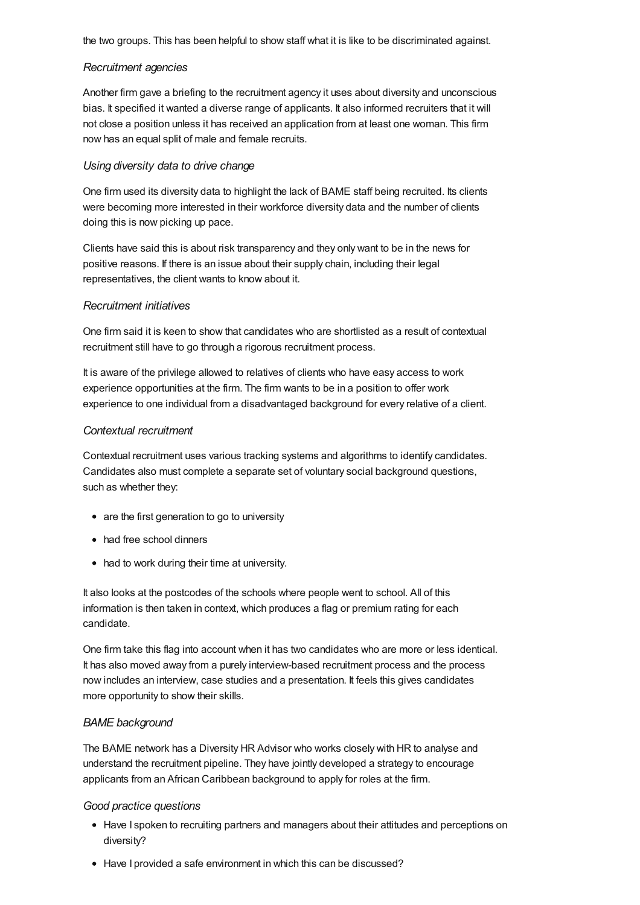the two groups. This has been helpful to show staff what it is like to be discriminated against.

*Recruitment agencies*

Another firm gave a briefing to the recruitment agency it uses about diversity and unconscious bias. It specified it wanted a diverse range of applicants. It also informed recruiters that it will not close a position unless it has received an application from at least one woman. This firm now has an equal split of male and female recruits.

*Using diversity data to drive change*

One firm used its diversity data to highlight the lack of BAME staff being recruited. Its clients were becoming more interested in their workforce diversity data and the number of clients doing this is now picking up pace.

Clients have said this is about risk transparency and they only want to be in the news for positive reasons. If there is an issue about their supply chain, including their legal representatives, the client wants to know about it.

*Recruitment initiatives*

One firm said it is keen to show that candidates who are shortlisted as a result of contextual recruitment still have to go through a rigorous recruitment process.

It is aware of the privilege allowed to relatives of clients who have easy access to work experience opportunities at the firm. The firm wants to be in a position to offer work experience to one individual from a disadvantaged background for every relative of a client.

*Contextual recruitment*

Contextual recruitment uses various tracking systems and algorithms to identify candidates. Candidates also must complete a separate set of voluntary social background questions, such as whether they:

- are the first generation to go to university
- had free school dinners
- had to work during their time at university.

It also looks at the postcodes of the schools where people went to school. All of this information is then taken in context, which produces a flag or premium rating for each candidate.

One firm take this flag into account when it has two candidates who are more or less identical. It has also moved away from a purely interview-based recruitment process and the process now includes an interview, case studies and a presentation. It feels this gives candidates more opportunity to show their skills.

*BAME background*

The BAME network has a Diversity HR Advisor who works closely with HR to analyse and understand the recruitment pipeline. They have jointly developed a strategy to encourage applicants from an African Caribbean background to apply for roles at the firm.

*Good practice questions*

- Have I spoken to recruiting partners and managers about their attitudes and perceptions on diversity?
- Have I provided a safe environment in which this can be discussed?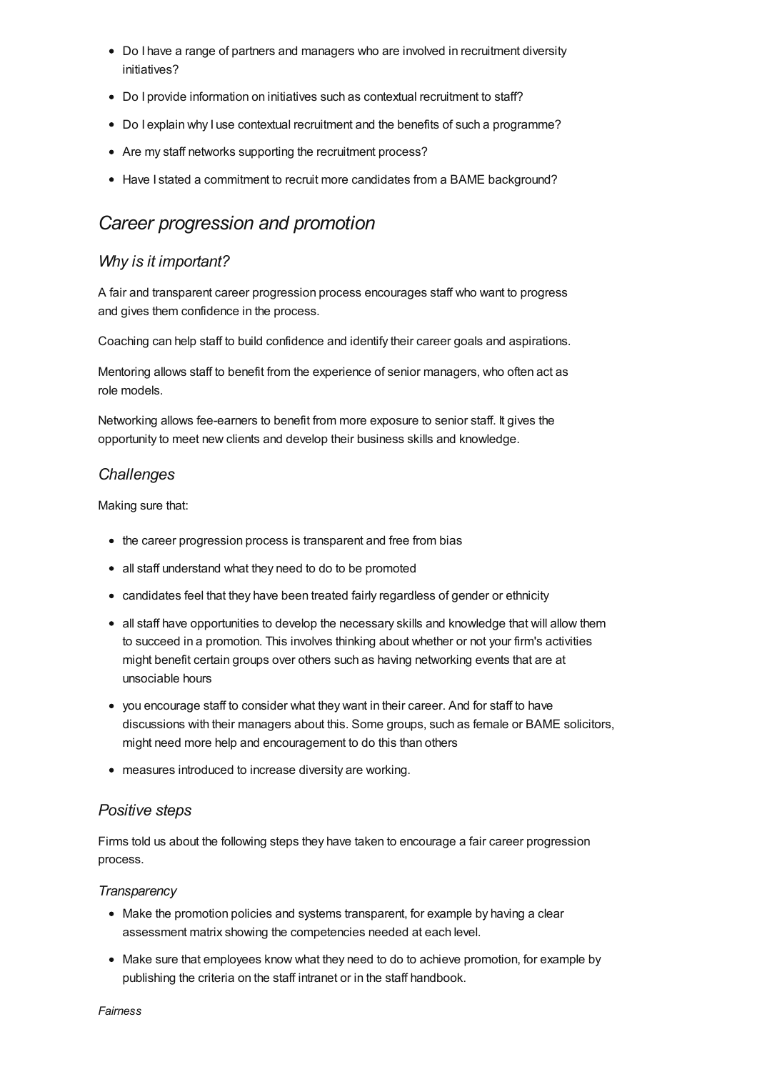- Do I have a range of partners and managers who are involved in recruitment diversity initiatives?
- Do I provide information on initiatives such as contextual recruitment to staff?
- Do I explain why I use contextual recruitment and the benefits of such a programme?
- Are my staff networks supporting the recruitment process?
- Have I stated a commitment to recruit more candidates from a BAME background?

## *Career progression and promotion*

### *Why is it important?*

A fair and transparent career progression process encourages staff who want to progress and gives them confidence in the process.

Coaching can help staff to build confidence and identify their career goals and aspirations.

Mentoring allows staff to benefit from the experience of senior managers, who often act as role models.

Networking allows fee-earners to benefit from more exposure to senior staff. It gives the opportunity to meet new clients and develop their business skills and knowledge.

### *Challenges*

Making sure that:

- the career progression process is transparent and free from bias
- all staff understand what they need to do to be promoted
- candidates feel that they have been treated fairly regardless of gender or ethnicity
- all staff have opportunities to develop the necessary skills and knowledge that will allow them to succeed in a promotion. This involves thinking about whether or not your firm's activities might benefit certain groups over others such as having networking events that are at unsociable hours
- you encourage staff to consider what they want in their career. And for staff to have discussions with their managers about this. Some groups, such as female or BAME solicitors, might need more help and encouragement to do this than others
- measures introduced to increase diversity are working.

### *Positive steps*

Firms told us about the following steps they have taken to encourage a fair career progression process.

#### *Transparency*

- Make the promotion policies and systems transparent, for example by having a clear assessment matrix showing the competencies needed at each level.
- Make sure that employees know what they need to do to achieve promotion, for example by publishing the criteria on the staff intranet or in the staff handbook.

#### *Fairness*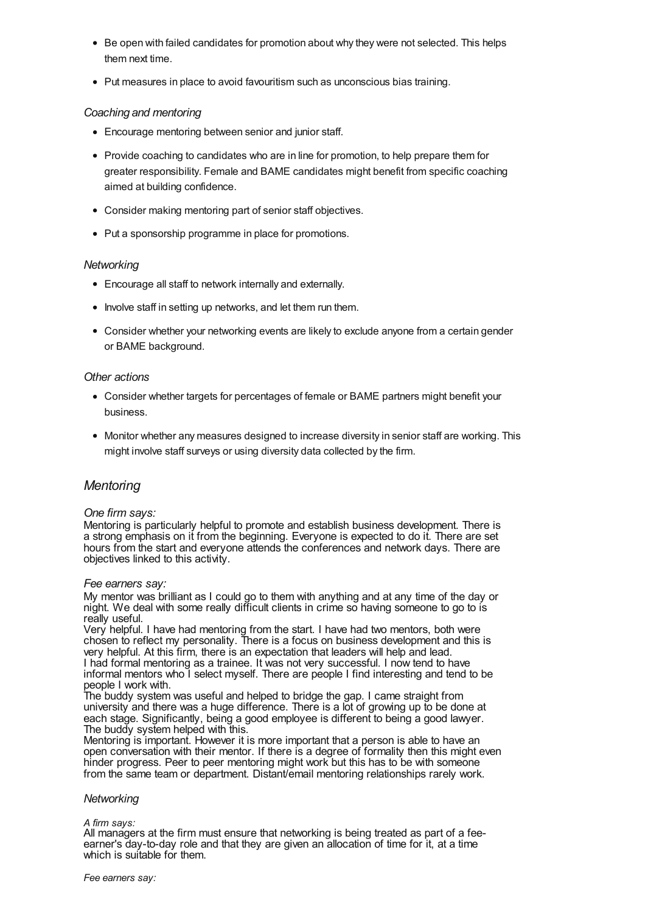- Be open with failed candidates for promotion about why they were not selected. This helps them next time.
- Put measures in place to avoid favouritism such as unconscious bias training.

*Coaching and mentoring*

- Encourage mentoring between senior and junior staff.
- Provide coaching to candidates who are in line for promotion, to help prepare them for greater responsibility. Female and BAME candidates might benefit from specific coaching aimed at building confidence.
- Consider making mentoring part of senior staff objectives.
- Put a sponsorship programme in place for promotions.

*Networking*

- Encourage all staff to network internally and externally.
- Involve staff in setting up networks, and let them run them.
- Consider whether your networking events are likely to exclude anyone from a certain gender or BAME background.

*Other actions*

- Consider whether targets for percentages of female or BAME partners might benefit your business.
- Monitor whether any measures designed to increase diversity in senior staff are working. This might involve staff surveys or using diversity data collected by the firm.

## *Mentoring*

*One firm says:*
Mentoring is particularly helpful to promote and establish business development. There is a strong emphasis on it from the beginning. Everyone is expected to do it. There are set hours from the start and everyone attends the conferences and network days. There are objectives linked to this activity.

*Fee earners say:*
My mentor was brilliant as I could go to them with anything and at any time of the day or night. We deal with some really difficult clients in crime so having someone to go to is really useful.
Very helpful. I have had mentoring from the start. I have had two mentors, both were chosen to reflect my personality. There is a focus on business development and this is very helpful. At this firm, there is an expectation that leaders will help and lead.
I had formal mentoring as a trainee. It was not very successful. I now tend to have informal mentors who I select myself. There are people I find interesting and tend to be people I work with.
The buddy system was useful and helped to bridge the gap. I came straight from university and there was a huge difference. There is a lot of growing up to be done at each stage. Significantly, being a good employee is different to being a good lawyer. The buddy system helped with this.
Mentoring is important. However it is more important that a person is able to have an open conversation with their mentor. If there is a degree of formality then this might even hinder progress. Peer to peer mentoring might work but this has to be with someone from the same team or department. Distant/email mentoring relationships rarely work.

### *Networking*

*A firm says:*
All managers at the firm must ensure that networking is being treated as part of a fee-earner's day-to-day role and that they are given an allocation of time for it, at a time which is suitable for them.

*Fee earners say:*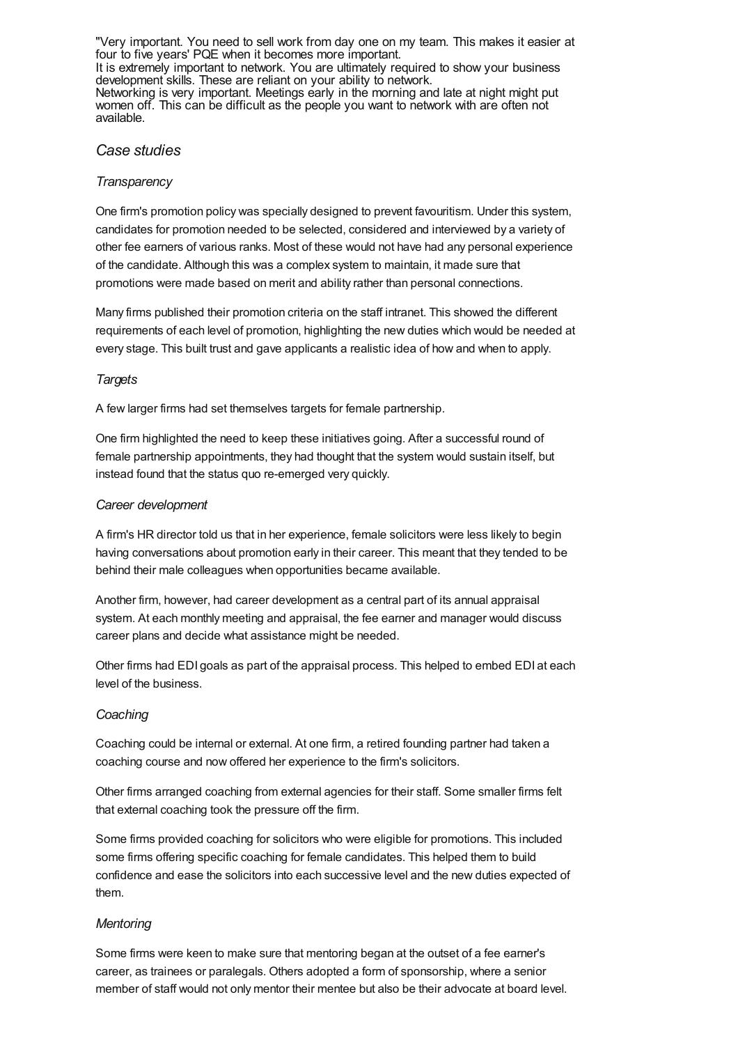"Very important. You need to sell work from day one on my team. This makes it easier at four to five years' PQE when it becomes more important.
It is extremely important to network. You are ultimately required to show your business development skills. These are reliant on your ability to network.
Networking is very important. Meetings early in the morning and late at night might put women off. This can be difficult as the people you want to network with are often not available.

## *Case studies*

### *Transparency*

One firm's promotion policy was specially designed to prevent favouritism. Under this system, candidates for promotion needed to be selected, considered and interviewed by a variety of other fee earners of various ranks. Most of these would not have had any personal experience of the candidate. Although this was a complex system to maintain, it made sure that promotions were made based on merit and ability rather than personal connections.

Many firms published their promotion criteria on the staff intranet. This showed the different requirements of each level of promotion, highlighting the new duties which would be needed at every stage. This built trust and gave applicants a realistic idea of how and when to apply.

### *Targets*

A few larger firms had set themselves targets for female partnership.

One firm highlighted the need to keep these initiatives going. After a successful round of female partnership appointments, they had thought that the system would sustain itself, but instead found that the status quo re-emerged very quickly.

### *Career development*

A firm's HR director told us that in her experience, female solicitors were less likely to begin having conversations about promotion early in their career. This meant that they tended to be behind their male colleagues when opportunities became available.

Another firm, however, had career development as a central part of its annual appraisal system. At each monthly meeting and appraisal, the fee earner and manager would discuss career plans and decide what assistance might be needed.

Other firms had EDI goals as part of the appraisal process. This helped to embed EDI at each level of the business.

### *Coaching*

Coaching could be internal or external. At one firm, a retired founding partner had taken a coaching course and now offered her experience to the firm's solicitors.

Other firms arranged coaching from external agencies for their staff. Some smaller firms felt that external coaching took the pressure off the firm.

Some firms provided coaching for solicitors who were eligible for promotions. This included some firms offering specific coaching for female candidates. This helped them to build confidence and ease the solicitors into each successive level and the new duties expected of them.

### *Mentoring*

Some firms were keen to make sure that mentoring began at the outset of a fee earner's career, as trainees or paralegals. Others adopted a form of sponsorship, where a senior member of staff would not only mentor their mentee but also be their advocate at board level.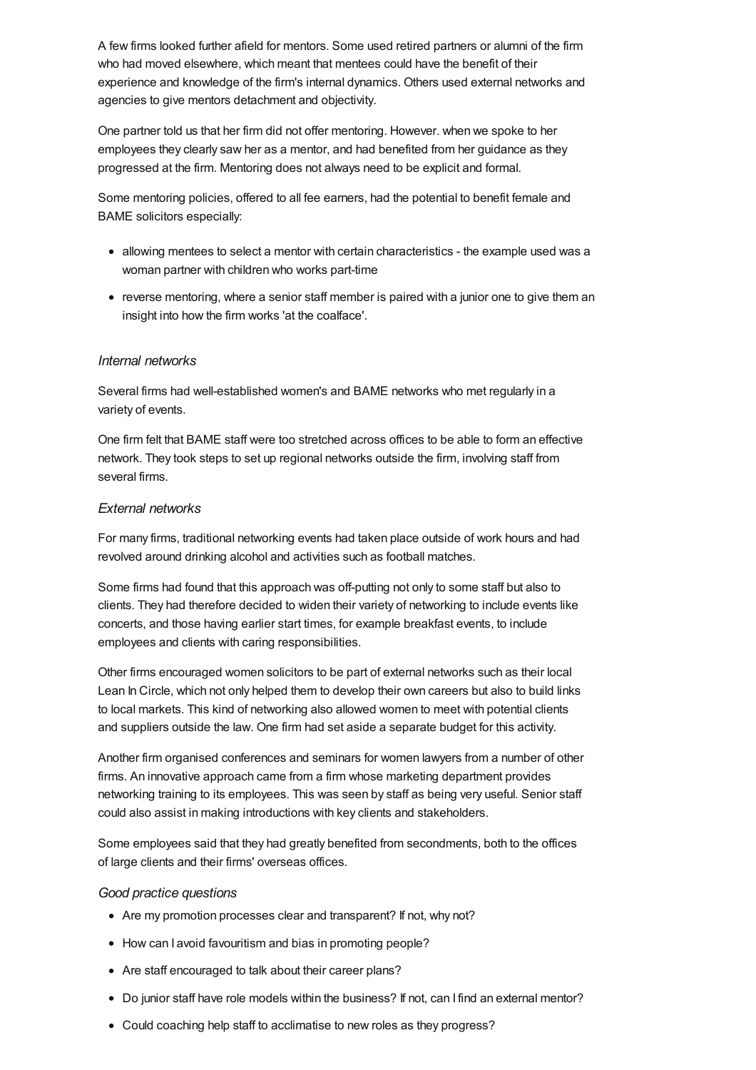A few firms looked further afield for mentors. Some used retired partners or alumni of the firm who had moved elsewhere, which meant that mentees could have the benefit of their experience and knowledge of the firm's internal dynamics. Others used external networks and agencies to give mentors detachment and objectivity.

One partner told us that her firm did not offer mentoring. However. when we spoke to her employees they clearly saw her as a mentor, and had benefited from her guidance as they progressed at the firm. Mentoring does not always need to be explicit and formal.

Some mentoring policies, offered to all fee earners, had the potential to benefit female and BAME solicitors especially:

- allowing mentees to select a mentor with certain characteristics - the example used was a woman partner with children who works part-time
- reverse mentoring, where a senior staff member is paired with a junior one to give them an insight into how the firm works 'at the coalface'.

*Internal networks*

Several firms had well-established women's and BAME networks who met regularly in a variety of events.

One firm felt that BAME staff were too stretched across offices to be able to form an effective network. They took steps to set up regional networks outside the firm, involving staff from several firms.

*External networks*

For many firms, traditional networking events had taken place outside of work hours and had revolved around drinking alcohol and activities such as football matches.

Some firms had found that this approach was off-putting not only to some staff but also to clients. They had therefore decided to widen their variety of networking to include events like concerts, and those having earlier start times, for example breakfast events, to include employees and clients with caring responsibilities.

Other firms encouraged women solicitors to be part of external networks such as their local Lean In Circle, which not only helped them to develop their own careers but also to build links to local markets. This kind of networking also allowed women to meet with potential clients and suppliers outside the law. One firm had set aside a separate budget for this activity.

Another firm organised conferences and seminars for women lawyers from a number of other firms. An innovative approach came from a firm whose marketing department provides networking training to its employees. This was seen by staff as being very useful. Senior staff could also assist in making introductions with key clients and stakeholders.

Some employees said that they had greatly benefited from secondments, both to the offices of large clients and their firms' overseas offices.

*Good practice questions*

- Are my promotion processes clear and transparent? If not, why not?
- How can I avoid favouritism and bias in promoting people?
- Are staff encouraged to talk about their career plans?
- Do junior staff have role models within the business? If not, can I find an external mentor?
- Could coaching help staff to acclimatise to new roles as they progress?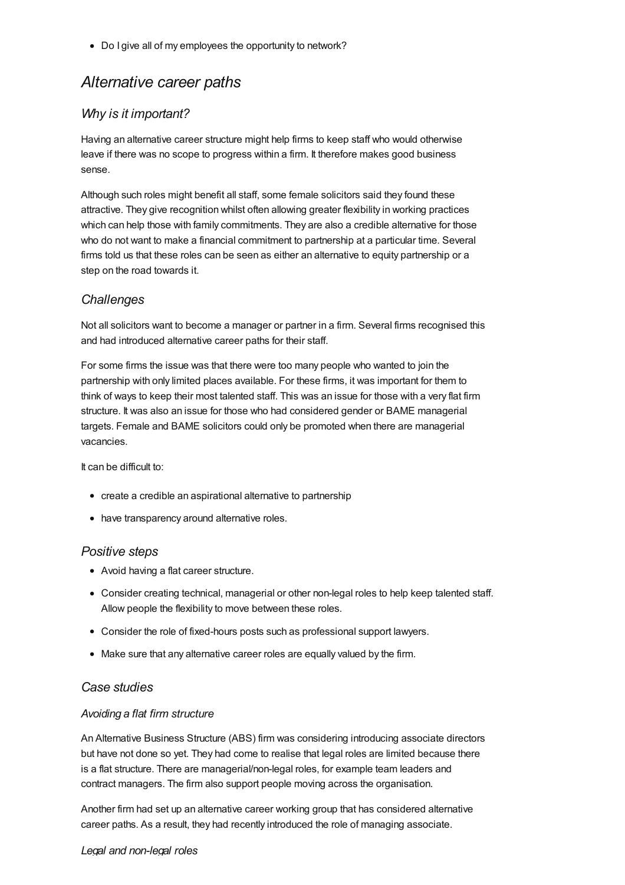- Do I give all of my employees the opportunity to network?

## *Alternative career paths*

### *Why is it important?*

Having an alternative career structure might help firms to keep staff who would otherwise leave if there was no scope to progress within a firm. It therefore makes good business sense.

Although such roles might benefit all staff, some female solicitors said they found these attractive. They give recognition whilst often allowing greater flexibility in working practices which can help those with family commitments. They are also a credible alternative for those who do not want to make a financial commitment to partnership at a particular time. Several firms told us that these roles can be seen as either an alternative to equity partnership or a step on the road towards it.

### *Challenges*

Not all solicitors want to become a manager or partner in a firm. Several firms recognised this and had introduced alternative career paths for their staff.

For some firms the issue was that there were too many people who wanted to join the partnership with only limited places available. For these firms, it was important for them to think of ways to keep their most talented staff. This was an issue for those with a very flat firm structure. It was also an issue for those who had considered gender or BAME managerial targets. Female and BAME solicitors could only be promoted when there are managerial vacancies.

It can be difficult to:

- create a credible an aspirational alternative to partnership
- have transparency around alternative roles.

### *Positive steps*

- Avoid having a flat career structure.
- Consider creating technical, managerial or other non-legal roles to help keep talented staff. Allow people the flexibility to move between these roles.
- Consider the role of fixed-hours posts such as professional support lawyers.
- Make sure that any alternative career roles are equally valued by the firm.

### *Case studies*

#### *Avoiding a flat firm structure*

An Alternative Business Structure (ABS) firm was considering introducing associate directors but have not done so yet. They had come to realise that legal roles are limited because there is a flat structure. There are managerial/non-legal roles, for example team leaders and contract managers. The firm also support people moving across the organisation.

Another firm had set up an alternative career working group that has considered alternative career paths. As a result, they had recently introduced the role of managing associate.

#### *Legal and non-legal roles*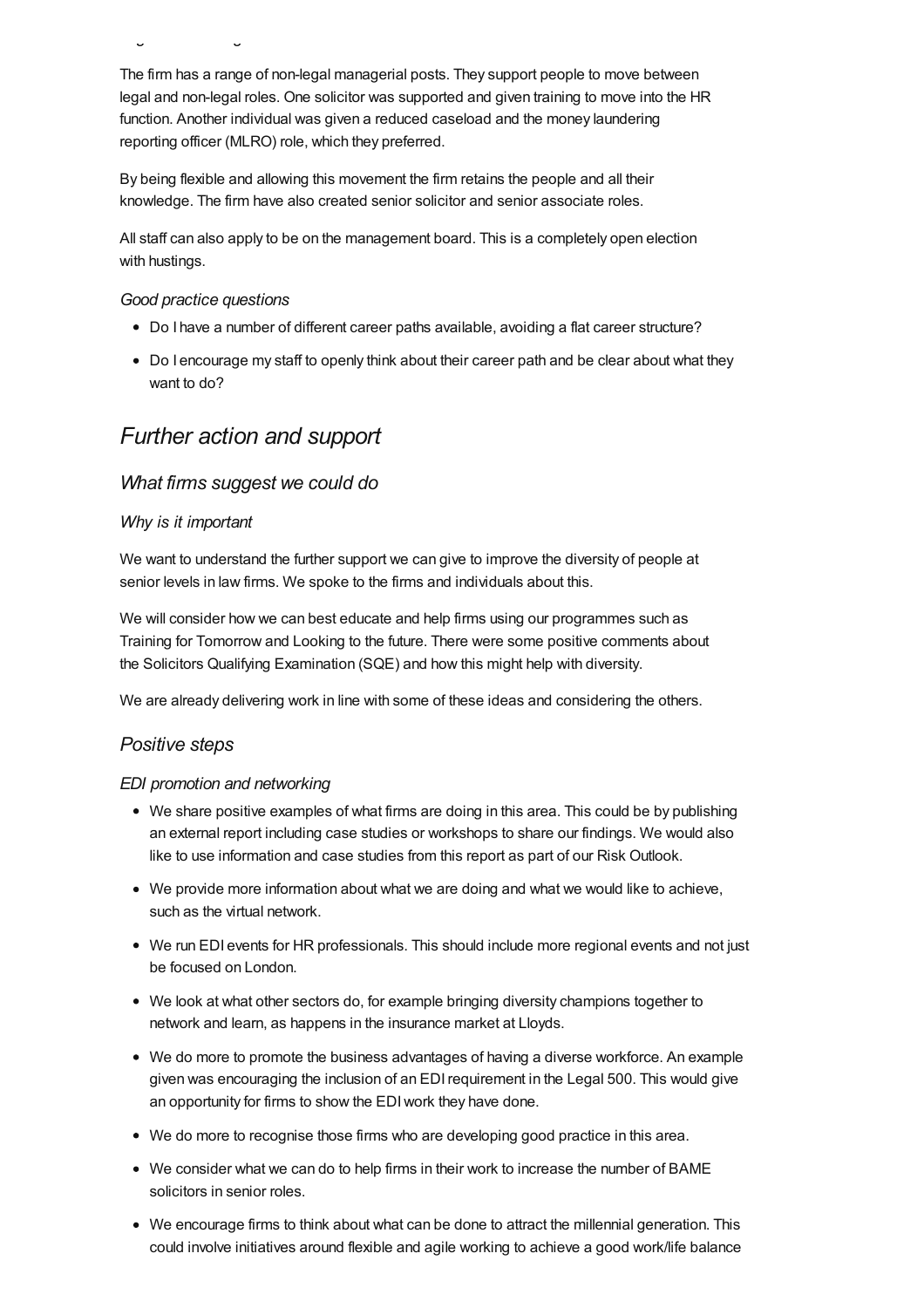The firm has a range of non-legal managerial posts. They support people to move between legal and non-legal roles. One solicitor was supported and given training to move into the HR function. Another individual was given a reduced caseload and the money laundering reporting officer (MLRO) role, which they preferred.

By being flexible and allowing this movement the firm retains the people and all their knowledge. The firm have also created senior solicitor and senior associate roles.

All staff can also apply to be on the management board. This is a completely open election with hustings.

*Good practice questions*

- Do I have a number of different career paths available, avoiding a flat career structure?
- Do I encourage my staff to openly think about their career path and be clear about what they want to do?

## Further action and support

### What firms suggest we could do

*Why is it important*

We want to understand the further support we can give to improve the diversity of people at senior levels in law firms. We spoke to the firms and individuals about this.

We will consider how we can best educate and help firms using our programmes such as Training for Tomorrow and Looking to the future. There were some positive comments about the Solicitors Qualifying Examination (SQE) and how this might help with diversity.

We are already delivering work in line with some of these ideas and considering the others.

### Positive steps

*EDI promotion and networking*

- We share positive examples of what firms are doing in this area. This could be by publishing an external report including case studies or workshops to share our findings. We would also like to use information and case studies from this report as part of our Risk Outlook.
- We provide more information about what we are doing and what we would like to achieve, such as the virtual network.
- We run EDI events for HR professionals. This should include more regional events and not just be focused on London.
- We look at what other sectors do, for example bringing diversity champions together to network and learn, as happens in the insurance market at Lloyds.
- We do more to promote the business advantages of having a diverse workforce. An example given was encouraging the inclusion of an EDI requirement in the Legal 500. This would give an opportunity for firms to show the EDI work they have done.
- We do more to recognise those firms who are developing good practice in this area.
- We consider what we can do to help firms in their work to increase the number of BAME solicitors in senior roles.
- We encourage firms to think about what can be done to attract the millennial generation. This could involve initiatives around flexible and agile working to achieve a good work/life balance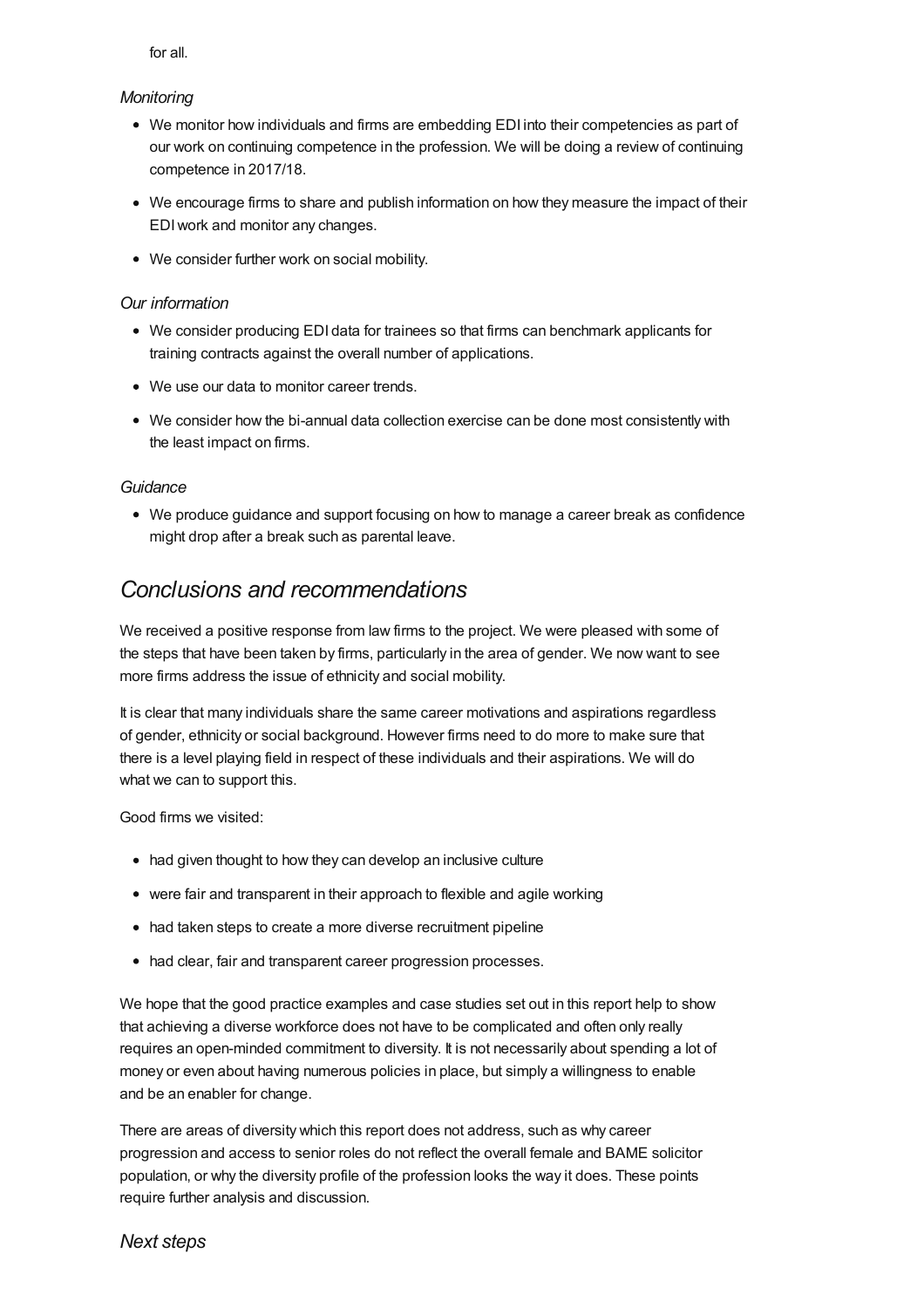for all.

*Monitoring*

- We monitor how individuals and firms are embedding EDI into their competencies as part of our work on continuing competence in the profession. We will be doing a review of continuing competence in 2017/18.
- We encourage firms to share and publish information on how they measure the impact of their EDI work and monitor any changes.
- We consider further work on social mobility.

*Our information*

- We consider producing EDI data for trainees so that firms can benchmark applicants for training contracts against the overall number of applications.
- We use our data to monitor career trends.
- We consider how the bi-annual data collection exercise can be done most consistently with the least impact on firms.

*Guidance*

- We produce guidance and support focusing on how to manage a career break as confidence might drop after a break such as parental leave.

## *Conclusions and recommendations*

We received a positive response from law firms to the project. We were pleased with some of the steps that have been taken by firms, particularly in the area of gender. We now want to see more firms address the issue of ethnicity and social mobility.

It is clear that many individuals share the same career motivations and aspirations regardless of gender, ethnicity or social background. However firms need to do more to make sure that there is a level playing field in respect of these individuals and their aspirations. We will do what we can to support this.

Good firms we visited:

- had given thought to how they can develop an inclusive culture
- were fair and transparent in their approach to flexible and agile working
- had taken steps to create a more diverse recruitment pipeline
- had clear, fair and transparent career progression processes.

We hope that the good practice examples and case studies set out in this report help to show that achieving a diverse workforce does not have to be complicated and often only really requires an open-minded commitment to diversity. It is not necessarily about spending a lot of money or even about having numerous policies in place, but simply a willingness to enable and be an enabler for change.

There are areas of diversity which this report does not address, such as why career progression and access to senior roles do not reflect the overall female and BAME solicitor population, or why the diversity profile of the profession looks the way it does. These points require further analysis and discussion.

### *Next steps*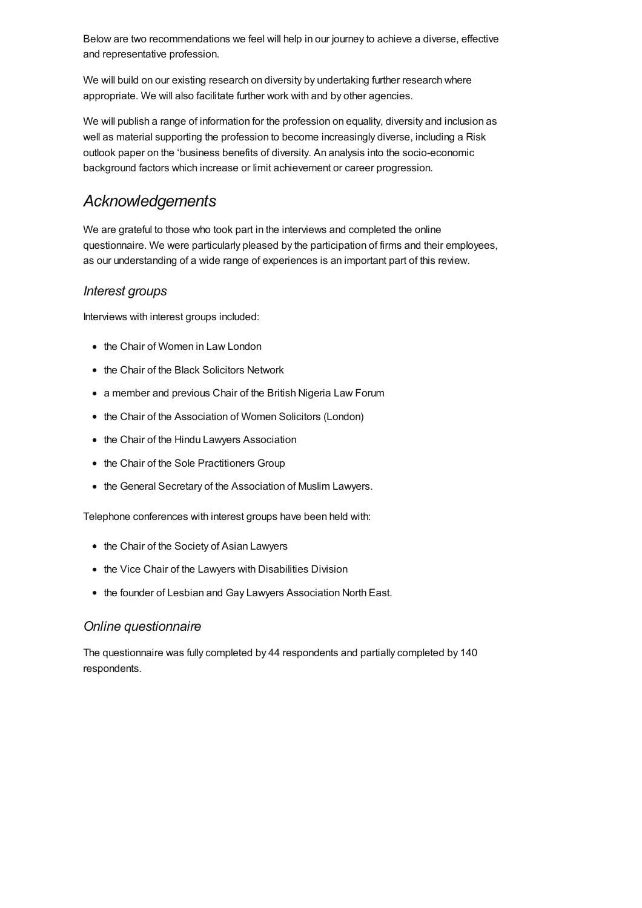Below are two recommendations we feel will help in our journey to achieve a diverse, effective and representative profession.

We will build on our existing research on diversity by undertaking further research where appropriate. We will also facilitate further work with and by other agencies.

We will publish a range of information for the profession on equality, diversity and inclusion as well as material supporting the profession to become increasingly diverse, including a Risk outlook paper on the 'business benefits of diversity. An analysis into the socio-economic background factors which increase or limit achievement or career progression.

## *Acknowledgements*

We are grateful to those who took part in the interviews and completed the online questionnaire. We were particularly pleased by the participation of firms and their employees, as our understanding of a wide range of experiences is an important part of this review.

### *Interest groups*

Interviews with interest groups included:

- the Chair of Women in Law London
- the Chair of the Black Solicitors Network
- a member and previous Chair of the British Nigeria Law Forum
- the Chair of the Association of Women Solicitors (London)
- the Chair of the Hindu Lawyers Association
- the Chair of the Sole Practitioners Group
- the General Secretary of the Association of Muslim Lawyers.

Telephone conferences with interest groups have been held with:

- the Chair of the Society of Asian Lawyers
- the Vice Chair of the Lawyers with Disabilities Division
- the founder of Lesbian and Gay Lawyers Association North East.

### *Online questionnaire*

The questionnaire was fully completed by 44 respondents and partially completed by 140 respondents.